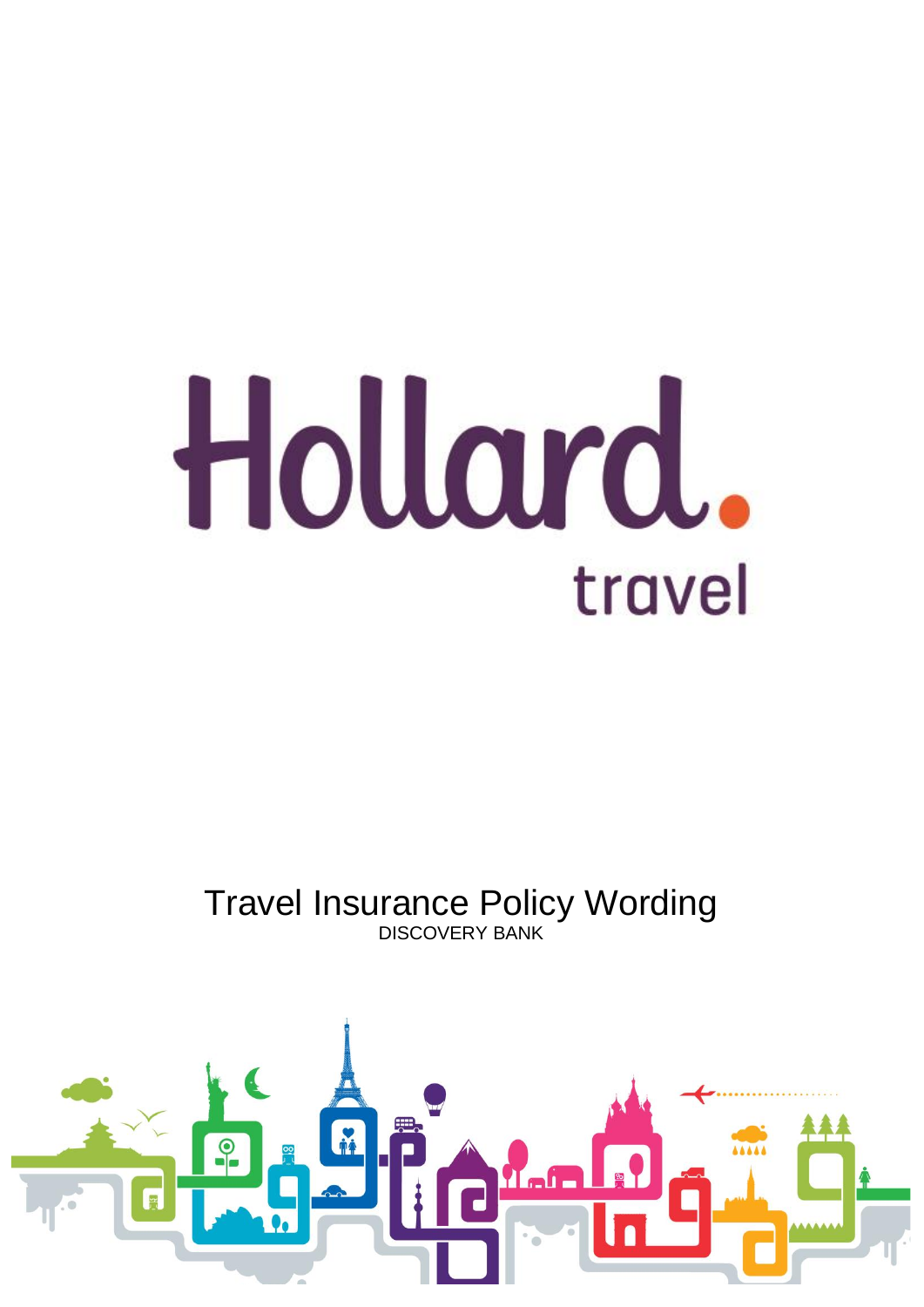# Hollard. travel

## Travel Insurance Policy Wording

DISCOVERY BANK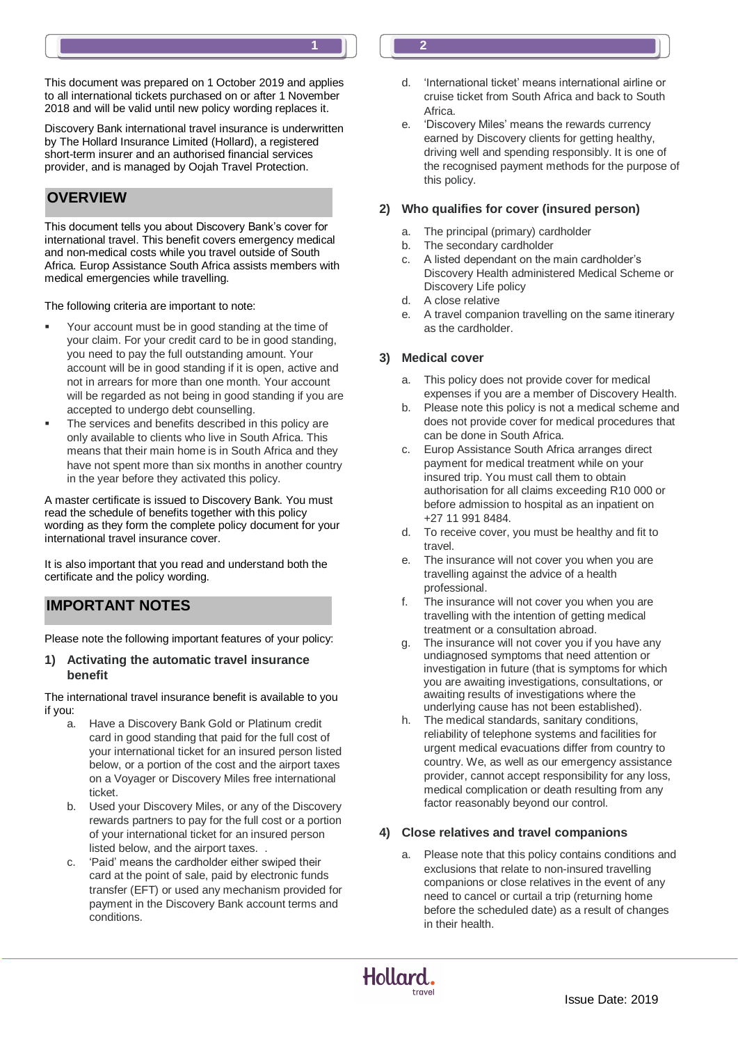This document was prepared on 1 October 2019 and applies to all international tickets purchased on or after 1 November 2018 and will be valid until new policy wording replaces it.

Discovery Bank international travel insurance is underwritten by The Hollard Insurance Limited (Hollard), a registered short-term insurer and an authorised financial services provider, and is managed by Oojah Travel Protection.

## OVERVIEW

This document tells you about Discovery Bank's cover for international travel. This benefit covers emergency medical and non-medical costs while you travel outside of South Africa. Europ Assistance South Africa assists members with medical emergencies while travelling.

The following criteria are important to note:

- Your account must be in good standing at the time of your claim. For your credit card to be in good standing, you need to pay the full outstanding amount. Your account will be in good standing if it is open, active and not in arrears for more than one month. Your account will be regarded as not being in good standing if you are accepted to undergo debt counselling.
- The services and benefits described in this policy are only available to clients who live in South Africa. This means that their main home is in South Africa and they have not spent more than six months in another country in the year before they activated this policy.

A master certificate is issued to Discovery Bank. You must read the schedule of benefits together with this policy wording as they form the complete policy document for your international travel insurance cover.

It is also important that you read and understand both the certificate and the policy wording.

## IMPORTANT NOTES

Please note the following important features of your policy:

### 1) Activating the automatic travel insurance benefit

The international travel insurance benefit is available to you if you:

a. Have a Discovery Bank Gold or Platinum credit card in good standing that paid for the full cost of your international ticket for an insured person listed below, or a portion of the cost and the airport taxes on a Voyager or Discovery Miles free international ticket.

b. Used your Discovery Miles, or any of the Discovery rewards partners to pay for the full cost or a portion of your international ticket for an insured person listed below, and the airport taxes. .

c. 'Paid' means the cardholder either swiped their card at the point of sale, paid by electronic funds transfer (EFT) or used any mechanism provided for payment in the Discovery Bank account terms and conditions.

d. 'International ticket' means international airline or cruise ticket from South Africa and back to South Africa.

e. 'Discovery Miles' means the rewards currency earned by Discovery clients for getting healthy, driving well and spending responsibly. It is one of the recognised payment methods for the purpose of this policy.

### 2) Who qualifies for cover (insured person)

a. The principal (primary) cardholder

b. The secondary cardholder

c. A listed dependant on the main cardholder's Discovery Health administered Medical Scheme or Discovery Life policy

d. A close relative

e. A travel companion travelling on the same itinerary as the cardholder.

### 3) Medical cover

a. This policy does not provide cover for medical expenses if you are a member of Discovery Health.

b. Please note this policy is not a medical scheme and does not provide cover for medical procedures that can be done in South Africa.

c. Europ Assistance South Africa arranges direct payment for medical treatment while on your insured trip. You must call them to obtain authorisation for all claims exceeding R10 000 or before admission to hospital as an inpatient on +27 11 991 8484.

d. To receive cover, you must be healthy and fit to travel.

e. The insurance will not cover you when you are travelling against the advice of a health professional.

f. The insurance will not cover you when you are travelling with the intention of getting medical treatment or a consultation abroad.

g. The insurance will not cover you if you have any undiagnosed symptoms that need attention or investigation in future (that is symptoms for which you are awaiting investigations, consultations, or awaiting results of investigations where the underlying cause has not been established).

h. The medical standards, sanitary conditions, reliability of telephone systems and facilities for urgent medical evacuations differ from country to country. We, as well as our emergency assistance provider, cannot accept responsibility for any loss, medical complication or death resulting from any factor reasonably beyond our control.

### 4) Close relatives and travel companions

a. Please note that this policy contains conditions and exclusions that relate to non-insured travelling companions or close relatives in the event of any need to cancel or curtail a trip (returning home before the scheduled date) as a result of changes in their health.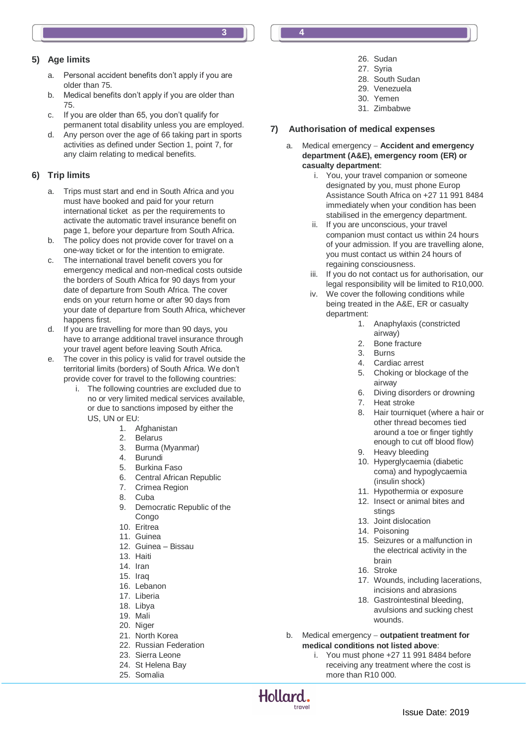## 5) Age limits

a. Personal accident benefits don't apply if you are older than 75.
b. Medical benefits don't apply if you are older than 75.
c. If you are older than 65, you don't qualify for permanent total disability unless you are employed.
d. Any person over the age of 66 taking part in sports activities as defined under Section 1, point 7, for any claim relating to medical benefits.

## 6) Trip limits

a. Trips must start and end in South Africa and you must have booked and paid for your return international ticket as per the requirements to activate the automatic travel insurance benefit on page 1, before your departure from South Africa.
b. The policy does not provide cover for travel on a one-way ticket or for the intention to emigrate.
c. The international travel benefit covers you for emergency medical and non-medical costs outside the borders of South Africa for 90 days from your date of departure from South Africa. The cover ends on your return home or after 90 days from your date of departure from South Africa, whichever happens first.
d. If you are travelling for more than 90 days, you have to arrange additional travel insurance through your travel agent before leaving South Africa.
e. The cover in this policy is valid for travel outside the territorial limits (borders) of South Africa. We don't provide cover for travel to the following countries:
   i. The following countries are excluded due to no or very limited medical services available, or due to sanctions imposed by either the US, UN or EU:
      1. Afghanistan
      2. Belarus
      3. Burma (Myanmar)
      4. Burundi
      5. Burkina Faso
      6. Central African Republic
      7. Crimea Region
      8. Cuba
      9. Democratic Republic of the Congo
      10. Eritrea
      11. Guinea
      12. Guinea – Bissau
      13. Haiti
      14. Iran
      15. Iraq
      16. Lebanon
      17. Liberia
      18. Libya
      19. Mali
      20. Niger
      21. North Korea
      22. Russian Federation
      23. Sierra Leone
      24. St Helena Bay
      25. Somalia
      26. Sudan
      27. Syria
      28. South Sudan
      29. Venezuela
      30. Yemen
      31. Zimbabwe

## 7) Authorisation of medical expenses

a. Medical emergency – **Accident and emergency department (A&E), emergency room (ER) or casualty department**:
   i. You, your travel companion or someone designated by you, must phone Europ Assistance South Africa on +27 11 991 8484 immediately when your condition has been stabilised in the emergency department.
   ii. If you are unconscious, your travel companion must contact us within 24 hours of your admission. If you are travelling alone, you must contact us within 24 hours of regaining consciousness.
   iii. If you do not contact us for authorisation, our legal responsibility will be limited to R10,000.
   iv. We cover the following conditions while being treated in the A&E, ER or casualty department:
      1. Anaphylaxis (constricted airway)
      2. Bone fracture
      3. Burns
      4. Cardiac arrest
      5. Choking or blockage of the airway
      6. Diving disorders or drowning
      7. Heat stroke
      8. Hair tourniquet (where a hair or other thread becomes tied around a toe or finger tightly enough to cut off blood flow)
      9. Heavy bleeding
      10. Hyperglycaemia (diabetic coma) and hypoglycaemia (insulin shock)
      11. Hypothermia or exposure
      12. Insect or animal bites and stings
      13. Joint dislocation
      14. Poisoning
      15. Seizures or a malfunction in the electrical activity in the brain
      16. Stroke
      17. Wounds, including lacerations, incisions and abrasions
      18. Gastrointestinal bleeding, avulsions and sucking chest wounds.

b. Medical emergency – **outpatient treatment for medical conditions not listed above**:
   i. You must phone +27 11 991 8484 before receiving any treatment where the cost is more than R10 000.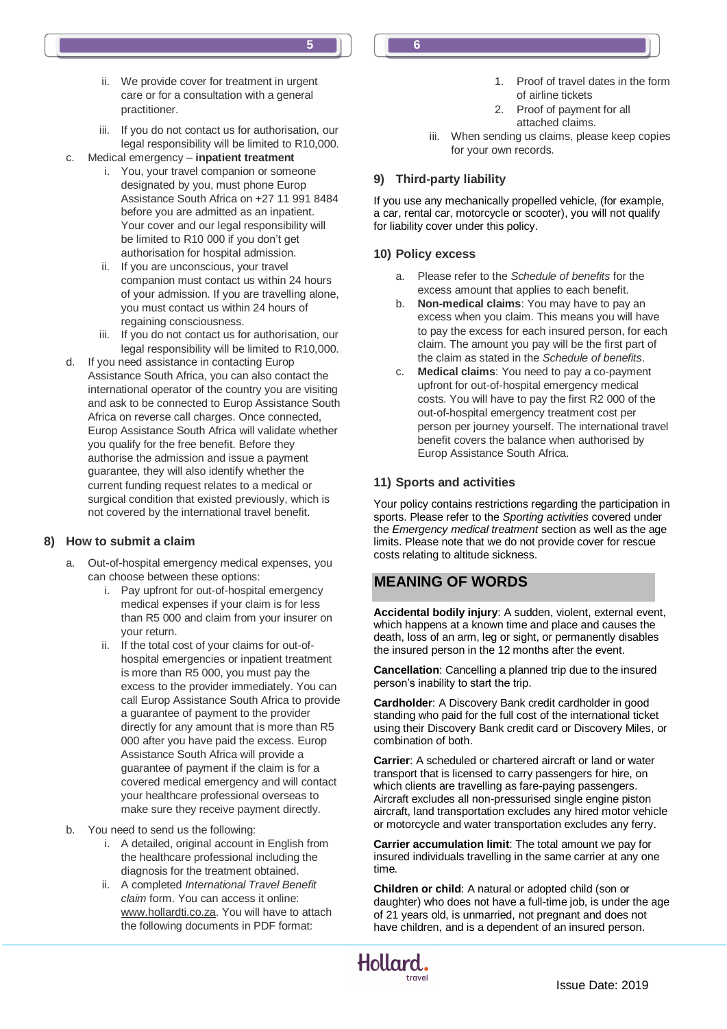ii. We provide cover for treatment in urgent care or for a consultation with a general practitioner.

   iii. If you do not contact us for authorisation, our legal responsibility will be limited to R10,000.

c. Medical emergency – **inpatient treatment**

   i. You, your travel companion or someone designated by you, must phone Europ Assistance South Africa on +27 11 991 8484 before you are admitted as an inpatient. Your cover and our legal responsibility will be limited to R10 000 if you don't get authorisation for hospital admission.

   ii. If you are unconscious, your travel companion must contact us within 24 hours of your admission. If you are travelling alone, you must contact us within 24 hours of regaining consciousness.

   iii. If you do not contact us for authorisation, our legal responsibility will be limited to R10,000.

d. If you need assistance in contacting Europ Assistance South Africa, you can also contact the international operator of the country you are visiting and ask to be connected to Europ Assistance South Africa on reverse call charges. Once connected, Europ Assistance South Africa will validate whether you qualify for the free benefit. Before they authorise the admission and issue a payment guarantee, they will also identify whether the current funding request relates to a medical or surgical condition that existed previously, which is not covered by the international travel benefit.

## 8) How to submit a claim

a. Out-of-hospital emergency medical expenses, you can choose between these options:

   i. Pay upfront for out-of-hospital emergency medical expenses if your claim is for less than R5 000 and claim from your insurer on your return.

   ii. If the total cost of your claims for out-of-hospital emergencies or inpatient treatment is more than R5 000, you must pay the excess to the provider immediately. You can call Europ Assistance South Africa to provide a guarantee of payment to the provider directly for any amount that is more than R5 000 after you have paid the excess. Europ Assistance South Africa will provide a guarantee of payment if the claim is for a covered medical emergency and will contact your healthcare professional overseas to make sure they receive payment directly.

b. You need to send us the following:

   i. A detailed, original account in English from the healthcare professional including the diagnosis for the treatment obtained.

   ii. A completed *International Travel Benefit claim* form. You can access it online: www.hollardti.co.za. You will have to attach the following documents in PDF format:

      1. Proof of travel dates in the form of airline tickets
      2. Proof of payment for all attached claims.

   iii. When sending us claims, please keep copies for your own records.

## 9) Third-party liability

If you use any mechanically propelled vehicle, (for example, a car, rental car, motorcycle or scooter), you will not qualify for liability cover under this policy.

## 10) Policy excess

a. Please refer to the *Schedule of benefits* for the excess amount that applies to each benefit.

b. **Non-medical claims**: You may have to pay an excess when you claim. This means you will have to pay the excess for each insured person, for each claim. The amount you pay will be the first part of the claim as stated in the *Schedule of benefits*.

c. **Medical claims**: You need to pay a co-payment upfront for out-of-hospital emergency medical costs. You will have to pay the first R2 000 of the out-of-hospital emergency treatment cost per person per journey yourself. The international travel benefit covers the balance when authorised by Europ Assistance South Africa.

## 11) Sports and activities

Your policy contains restrictions regarding the participation in sports. Please refer to the *Sporting activities* covered under the *Emergency medical treatment* section as well as the age limits. Please note that we do not provide cover for rescue costs relating to altitude sickness.

# MEANING OF WORDS

**Accidental bodily injury**: A sudden, violent, external event, which happens at a known time and place and causes the death, loss of an arm, leg or sight, or permanently disables the insured person in the 12 months after the event.

**Cancellation**: Cancelling a planned trip due to the insured person's inability to start the trip.

**Cardholder**: A Discovery Bank credit cardholder in good standing who paid for the full cost of the international ticket using their Discovery Bank credit card or Discovery Miles, or combination of both.

**Carrier**: A scheduled or chartered aircraft or land or water transport that is licensed to carry passengers for hire, on which clients are travelling as fare-paying passengers. Aircraft excludes all non-pressurised single engine piston aircraft, land transportation excludes any hired motor vehicle or motorcycle and water transportation excludes any ferry.

**Carrier accumulation limit**: The total amount we pay for insured individuals travelling in the same carrier at any one time.

**Children or child**: A natural or adopted child (son or daughter) who does not have a full-time job, is under the age of 21 years old, is unmarried, not pregnant and does not have children, and is a dependent of an insured person.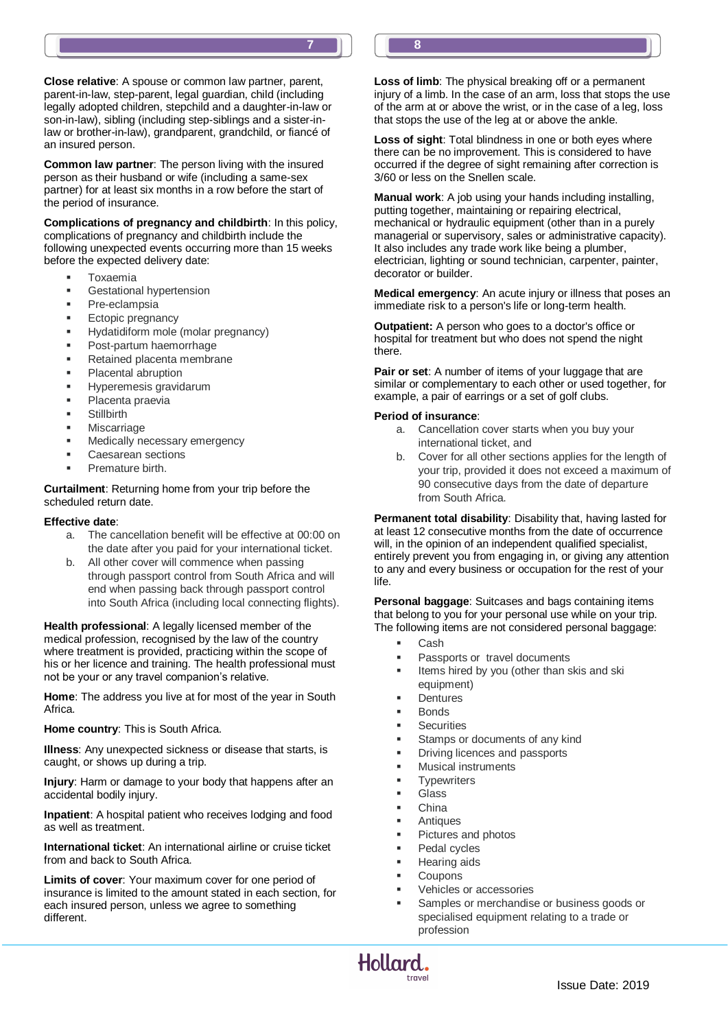**Close relative**: A spouse or common law partner, parent, parent-in-law, step-parent, legal guardian, child (including legally adopted children, stepchild and a daughter-in-law or son-in-law), sibling (including step-siblings and a sister-in-law or brother-in-law), grandparent, grandchild, or fiancé of an insured person.

**Common law partner**: The person living with the insured person as their husband or wife (including a same-sex partner) for at least six months in a row before the start of the period of insurance.

**Complications of pregnancy and childbirth**: In this policy, complications of pregnancy and childbirth include the following unexpected events occurring more than 15 weeks before the expected delivery date:

- Toxaemia
- Gestational hypertension
- Pre-eclampsia
- Ectopic pregnancy
- Hydatidiform mole (molar pregnancy)
- Post-partum haemorrhage
- Retained placenta membrane
- Placental abruption
- Hyperemesis gravidarum
- Placenta praevia
- Stillbirth
- Miscarriage
- Medically necessary emergency
- Caesarean sections
- Premature birth.

**Curtailment**: Returning home from your trip before the scheduled return date.

**Effective date**:

a. The cancellation benefit will be effective at 00:00 on the date after you paid for your international ticket.
b. All other cover will commence when passing through passport control from South Africa and will end when passing back through passport control into South Africa (including local connecting flights).

**Health professional**: A legally licensed member of the medical profession, recognised by the law of the country where treatment is provided, practicing within the scope of his or her licence and training. The health professional must not be your or any travel companion's relative.

**Home**: The address you live at for most of the year in South Africa.

**Home country**: This is South Africa.

**Illness**: Any unexpected sickness or disease that starts, is caught, or shows up during a trip.

**Injury**: Harm or damage to your body that happens after an accidental bodily injury.

**Inpatient**: A hospital patient who receives lodging and food as well as treatment.

**International ticket**: An international airline or cruise ticket from and back to South Africa.

**Limits of cover**: Your maximum cover for one period of insurance is limited to the amount stated in each section, for each insured person, unless we agree to something different.

**Loss of limb**: The physical breaking off or a permanent injury of a limb. In the case of an arm, loss that stops the use of the arm at or above the wrist, or in the case of a leg, loss that stops the use of the leg at or above the ankle.

**Loss of sight**: Total blindness in one or both eyes where there can be no improvement. This is considered to have occurred if the degree of sight remaining after correction is 3/60 or less on the Snellen scale.

**Manual work**: A job using your hands including installing, putting together, maintaining or repairing electrical, mechanical or hydraulic equipment (other than in a purely managerial or supervisory, sales or administrative capacity). It also includes any trade work like being a plumber, electrician, lighting or sound technician, carpenter, painter, decorator or builder.

**Medical emergency**: An acute injury or illness that poses an immediate risk to a person's life or long-term health.

**Outpatient:** A person who goes to a doctor's office or hospital for treatment but who does not spend the night there.

**Pair or set**: A number of items of your luggage that are similar or complementary to each other or used together, for example, a pair of earrings or a set of golf clubs.

**Period of insurance**:

a. Cancellation cover starts when you buy your international ticket, and
b. Cover for all other sections applies for the length of your trip, provided it does not exceed a maximum of 90 consecutive days from the date of departure from South Africa.

**Permanent total disability**: Disability that, having lasted for at least 12 consecutive months from the date of occurrence will, in the opinion of an independent qualified specialist, entirely prevent you from engaging in, or giving any attention to any and every business or occupation for the rest of your life.

**Personal baggage**: Suitcases and bags containing items that belong to you for your personal use while on your trip. The following items are not considered personal baggage:

- Cash
- Passports or travel documents
- Items hired by you (other than skis and ski equipment)
- Dentures
- Bonds
- Securities
- Stamps or documents of any kind
- Driving licences and passports
- Musical instruments
- Typewriters
- Glass
- China
- Antiques
- Pictures and photos
- Pedal cycles
- Hearing aids
- Coupons
- Vehicles or accessories
- Samples or merchandise or business goods or specialised equipment relating to a trade or profession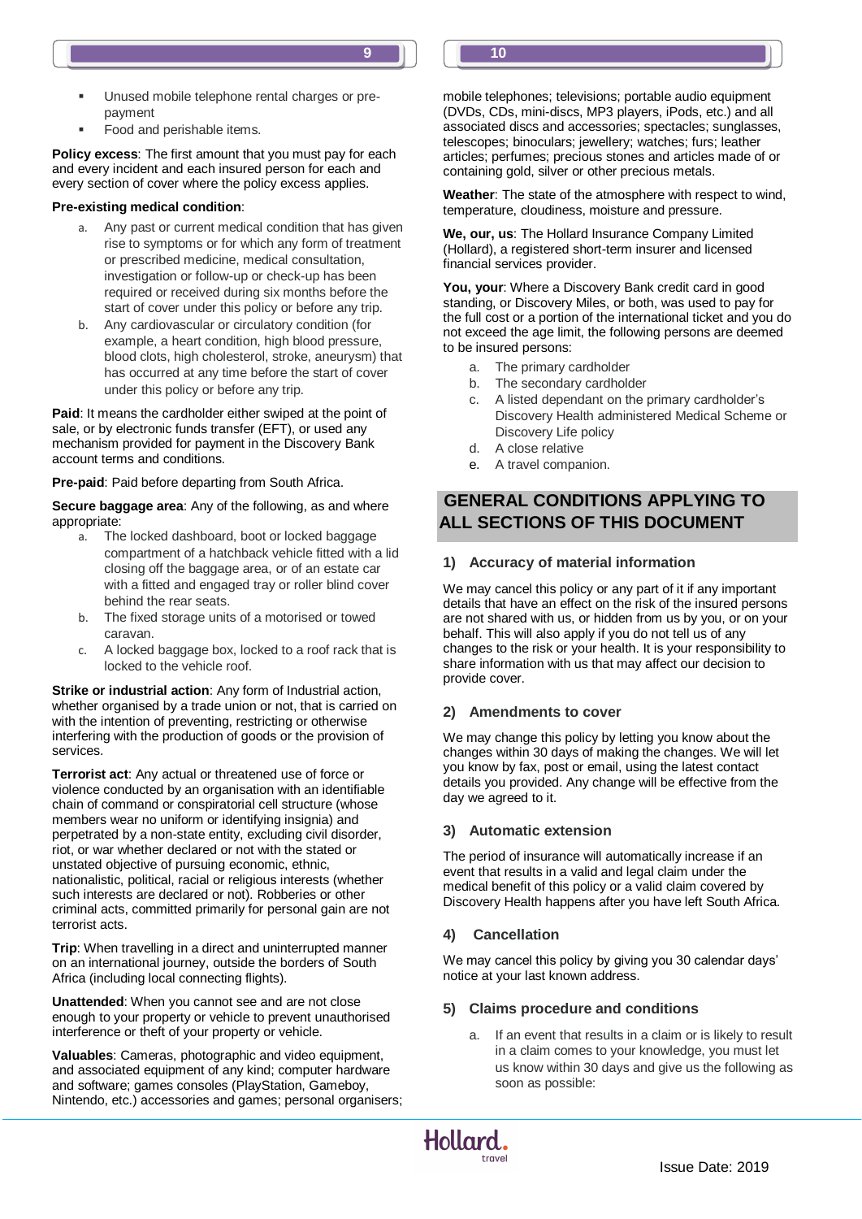- Unused mobile telephone rental charges or pre-payment
- Food and perishable items.

**Policy excess**: The first amount that you must pay for each and every incident and each insured person for each and every section of cover where the policy excess applies.

**Pre-existing medical condition**:

a. Any past or current medical condition that has given rise to symptoms or for which any form of treatment or prescribed medicine, medical consultation, investigation or follow-up or check-up has been required or received during six months before the start of cover under this policy or before any trip.
b. Any cardiovascular or circulatory condition (for example, a heart condition, high blood pressure, blood clots, high cholesterol, stroke, aneurysm) that has occurred at any time before the start of cover under this policy or before any trip.

**Paid**: It means the cardholder either swiped at the point of sale, or by electronic funds transfer (EFT), or used any mechanism provided for payment in the Discovery Bank account terms and conditions.

**Pre-paid**: Paid before departing from South Africa.

**Secure baggage area**: Any of the following, as and where appropriate:

a. The locked dashboard, boot or locked baggage compartment of a hatchback vehicle fitted with a lid closing off the baggage area, or of an estate car with a fitted and engaged tray or roller blind cover behind the rear seats.
b. The fixed storage units of a motorised or towed caravan.
c. A locked baggage box, locked to a roof rack that is locked to the vehicle roof.

**Strike or industrial action**: Any form of Industrial action, whether organised by a trade union or not, that is carried on with the intention of preventing, restricting or otherwise interfering with the production of goods or the provision of services.

**Terrorist act**: Any actual or threatened use of force or violence conducted by an organisation with an identifiable chain of command or conspiratorial cell structure (whose members wear no uniform or identifying insignia) and perpetrated by a non-state entity, excluding civil disorder, riot, or war whether declared or not with the stated or unstated objective of pursuing economic, ethnic, nationalistic, political, racial or religious interests (whether such interests are declared or not). Robberies or other criminal acts, committed primarily for personal gain are not terrorist acts.

**Trip**: When travelling in a direct and uninterrupted manner on an international journey, outside the borders of South Africa (including local connecting flights).

**Unattended**: When you cannot see and are not close enough to your property or vehicle to prevent unauthorised interference or theft of your property or vehicle.

**Valuables**: Cameras, photographic and video equipment, and associated equipment of any kind; computer hardware and software; games consoles (PlayStation, Gameboy, Nintendo, etc.) accessories and games; personal organisers; mobile telephones; televisions; portable audio equipment (DVDs, CDs, mini-discs, MP3 players, iPods, etc.) and all associated discs and accessories; spectacles; sunglasses, telescopes; binoculars; jewellery; watches; furs; leather articles; perfumes; precious stones and articles made of or containing gold, silver or other precious metals.

**Weather**: The state of the atmosphere with respect to wind, temperature, cloudiness, moisture and pressure.

**We, our, us**: The Hollard Insurance Company Limited (Hollard), a registered short-term insurer and licensed financial services provider.

**You, your**: Where a Discovery Bank credit card in good standing, or Discovery Miles, or both, was used to pay for the full cost or a portion of the international ticket and you do not exceed the age limit, the following persons are deemed to be insured persons:

a. The primary cardholder
b. The secondary cardholder
c. A listed dependant on the primary cardholder's Discovery Health administered Medical Scheme or Discovery Life policy
d. A close relative
e. A travel companion.

## GENERAL CONDITIONS APPLYING TO ALL SECTIONS OF THIS DOCUMENT

### 1) Accuracy of material information

We may cancel this policy or any part of it if any important details that have an effect on the risk of the insured persons are not shared with us, or hidden from us by you, or on your behalf. This will also apply if you do not tell us of any changes to the risk or your health. It is your responsibility to share information with us that may affect our decision to provide cover.

### 2) Amendments to cover

We may change this policy by letting you know about the changes within 30 days of making the changes. We will let you know by fax, post or email, using the latest contact details you provided. Any change will be effective from the day we agreed to it.

### 3) Automatic extension

The period of insurance will automatically increase if an event that results in a valid and legal claim under the medical benefit of this policy or a valid claim covered by Discovery Health happens after you have left South Africa.

### 4) Cancellation

We may cancel this policy by giving you 30 calendar days' notice at your last known address.

### 5) Claims procedure and conditions

a. If an event that results in a claim or is likely to result in a claim comes to your knowledge, you must let us know within 30 days and give us the following as soon as possible: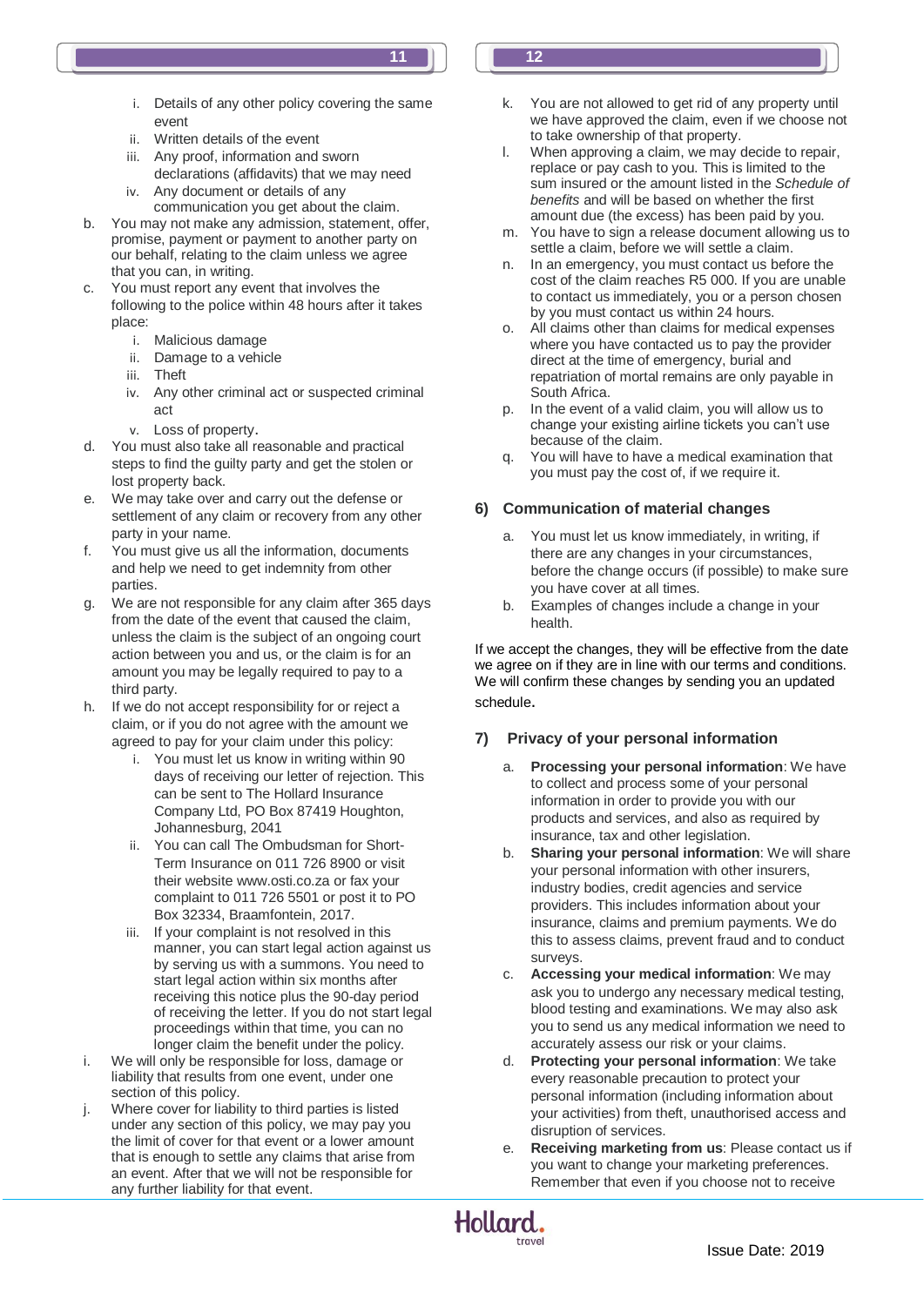i. Details of any other policy covering the same event
ii. Written details of the event
iii. Any proof, information and sworn declarations (affidavits) that we may need
iv. Any document or details of any communication you get about the claim.

b. You may not make any admission, statement, offer, promise, payment or payment to another party on our behalf, relating to the claim unless we agree that you can, in writing.

c. You must report any event that involves the following to the police within 48 hours after it takes place:
   i. Malicious damage
   ii. Damage to a vehicle
   iii. Theft
   iv. Any other criminal act or suspected criminal act
   v. Loss of property.

d. You must also take all reasonable and practical steps to find the guilty party and get the stolen or lost property back.

e. We may take over and carry out the defense or settlement of any claim or recovery from any other party in your name.

f. You must give us all the information, documents and help we need to get indemnity from other parties.

g. We are not responsible for any claim after 365 days from the date of the event that caused the claim, unless the claim is the subject of an ongoing court action between you and us, or the claim is for an amount you may be legally required to pay to a third party.

h. If we do not accept responsibility for or reject a claim, or if you do not agree with the amount we agreed to pay for your claim under this policy:
   i. You must let us know in writing within 90 days of receiving our letter of rejection. This can be sent to The Hollard Insurance Company Ltd, PO Box 87419 Houghton, Johannesburg, 2041
   ii. You can call The Ombudsman for Short-Term Insurance on 011 726 8900 or visit their website www.osti.co.za or fax your complaint to 011 726 5501 or post it to PO Box 32334, Braamfontein, 2017.
   iii. If your complaint is not resolved in this manner, you can start legal action against us by serving us with a summons. You need to start legal action within six months after receiving this notice plus the 90-day period of receiving the letter. If you do not start legal proceedings within that time, you can no longer claim the benefit under the policy.

i. We will only be responsible for loss, damage or liability that results from one event, under one section of this policy.

j. Where cover for liability to third parties is listed under any section of this policy, we may pay you the limit of cover for that event or a lower amount that is enough to settle any claims that arise from an event. After that we will not be responsible for any further liability for that event.

k. You are not allowed to get rid of any property until we have approved the claim, even if we choose not to take ownership of that property.

l. When approving a claim, we may decide to repair, replace or pay cash to you. This is limited to the sum insured or the amount listed in the *Schedule of benefits* and will be based on whether the first amount due (the excess) has been paid by you.

m. You have to sign a release document allowing us to settle a claim, before we will settle a claim.

n. In an emergency, you must contact us before the cost of the claim reaches R5 000. If you are unable to contact us immediately, you or a person chosen by you must contact us within 24 hours.

o. All claims other than claims for medical expenses where you have contacted us to pay the provider direct at the time of emergency, burial and repatriation of mortal remains are only payable in South Africa.

p. In the event of a valid claim, you will allow us to change your existing airline tickets you can't use because of the claim.

q. You will have to have a medical examination that you must pay the cost of, if we require it.

## 6) Communication of material changes

a. You must let us know immediately, in writing, if there are any changes in your circumstances, before the change occurs (if possible) to make sure you have cover at all times.

b. Examples of changes include a change in your health.

If we accept the changes, they will be effective from the date we agree on if they are in line with our terms and conditions. We will confirm these changes by sending you an updated schedule.

## 7) Privacy of your personal information

a. **Processing your personal information**: We have to collect and process some of your personal information in order to provide you with our products and services, and also as required by insurance, tax and other legislation.

b. **Sharing your personal information**: We will share your personal information with other insurers, industry bodies, credit agencies and service providers. This includes information about your insurance, claims and premium payments. We do this to assess claims, prevent fraud and to conduct surveys.

c. **Accessing your medical information**: We may ask you to undergo any necessary medical testing, blood testing and examinations. We may also ask you to send us any medical information we need to accurately assess our risk or your claims.

d. **Protecting your personal information**: We take every reasonable precaution to protect your personal information (including information about your activities) from theft, unauthorised access and disruption of services.

e. **Receiving marketing from us**: Please contact us if you want to change your marketing preferences. Remember that even if you choose not to receive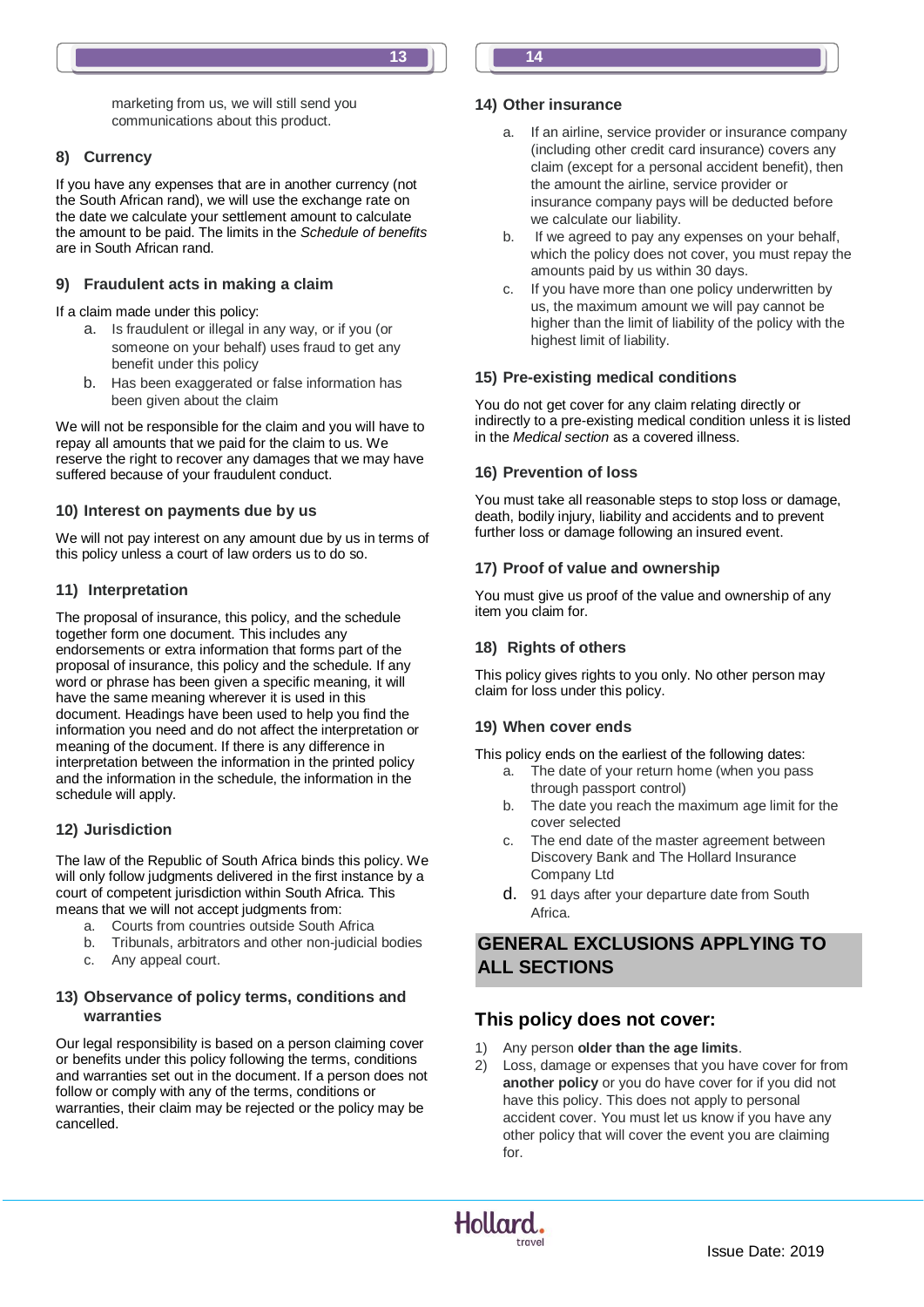marketing from us, we will still send you communications about this product.

### 8) Currency

If you have any expenses that are in another currency (not the South African rand), we will use the exchange rate on the date we calculate your settlement amount to calculate the amount to be paid. The limits in the *Schedule of benefits* are in South African rand.

### 9) Fraudulent acts in making a claim

If a claim made under this policy:

a. Is fraudulent or illegal in any way, or if you (or someone on your behalf) uses fraud to get any benefit under this policy
b. Has been exaggerated or false information has been given about the claim

We will not be responsible for the claim and you will have to repay all amounts that we paid for the claim to us. We reserve the right to recover any damages that we may have suffered because of your fraudulent conduct.

### 10) Interest on payments due by us

We will not pay interest on any amount due by us in terms of this policy unless a court of law orders us to do so.

### 11) Interpretation

The proposal of insurance, this policy, and the schedule together form one document. This includes any endorsements or extra information that forms part of the proposal of insurance, this policy and the schedule. If any word or phrase has been given a specific meaning, it will have the same meaning wherever it is used in this document. Headings have been used to help you find the information you need and do not affect the interpretation or meaning of the document. If there is any difference in interpretation between the information in the printed policy and the information in the schedule, the information in the schedule will apply.

### 12) Jurisdiction

The law of the Republic of South Africa binds this policy. We will only follow judgments delivered in the first instance by a court of competent jurisdiction within South Africa. This means that we will not accept judgments from:

a. Courts from countries outside South Africa
b. Tribunals, arbitrators and other non-judicial bodies
c. Any appeal court.

### 13) Observance of policy terms, conditions and warranties

Our legal responsibility is based on a person claiming cover or benefits under this policy following the terms, conditions and warranties set out in the document. If a person does not follow or comply with any of the terms, conditions or warranties, their claim may be rejected or the policy may be cancelled.

### 14) Other insurance

a. If an airline, service provider or insurance company (including other credit card insurance) covers any claim (except for a personal accident benefit), then the amount the airline, service provider or insurance company pays will be deducted before we calculate our liability.
b. If we agreed to pay any expenses on your behalf, which the policy does not cover, you must repay the amounts paid by us within 30 days.
c. If you have more than one policy underwritten by us, the maximum amount we will pay cannot be higher than the limit of liability of the policy with the highest limit of liability.

### 15) Pre-existing medical conditions

You do not get cover for any claim relating directly or indirectly to a pre-existing medical condition unless it is listed in the *Medical section* as a covered illness.

### 16) Prevention of loss

You must take all reasonable steps to stop loss or damage, death, bodily injury, liability and accidents and to prevent further loss or damage following an insured event.

### 17) Proof of value and ownership

You must give us proof of the value and ownership of any item you claim for.

### 18) Rights of others

This policy gives rights to you only. No other person may claim for loss under this policy.

### 19) When cover ends

This policy ends on the earliest of the following dates:

a. The date of your return home (when you pass through passport control)
b. The date you reach the maximum age limit for the cover selected
c. The end date of the master agreement between Discovery Bank and The Hollard Insurance Company Ltd
d. 91 days after your departure date from South Africa.

## GENERAL EXCLUSIONS APPLYING TO ALL SECTIONS

## This policy does not cover:

1) Any person **older than the age limits**.
2) Loss, damage or expenses that you have cover for from **another policy** or you do have cover for if you did not have this policy. This does not apply to personal accident cover. You must let us know if you have any other policy that will cover the event you are claiming for.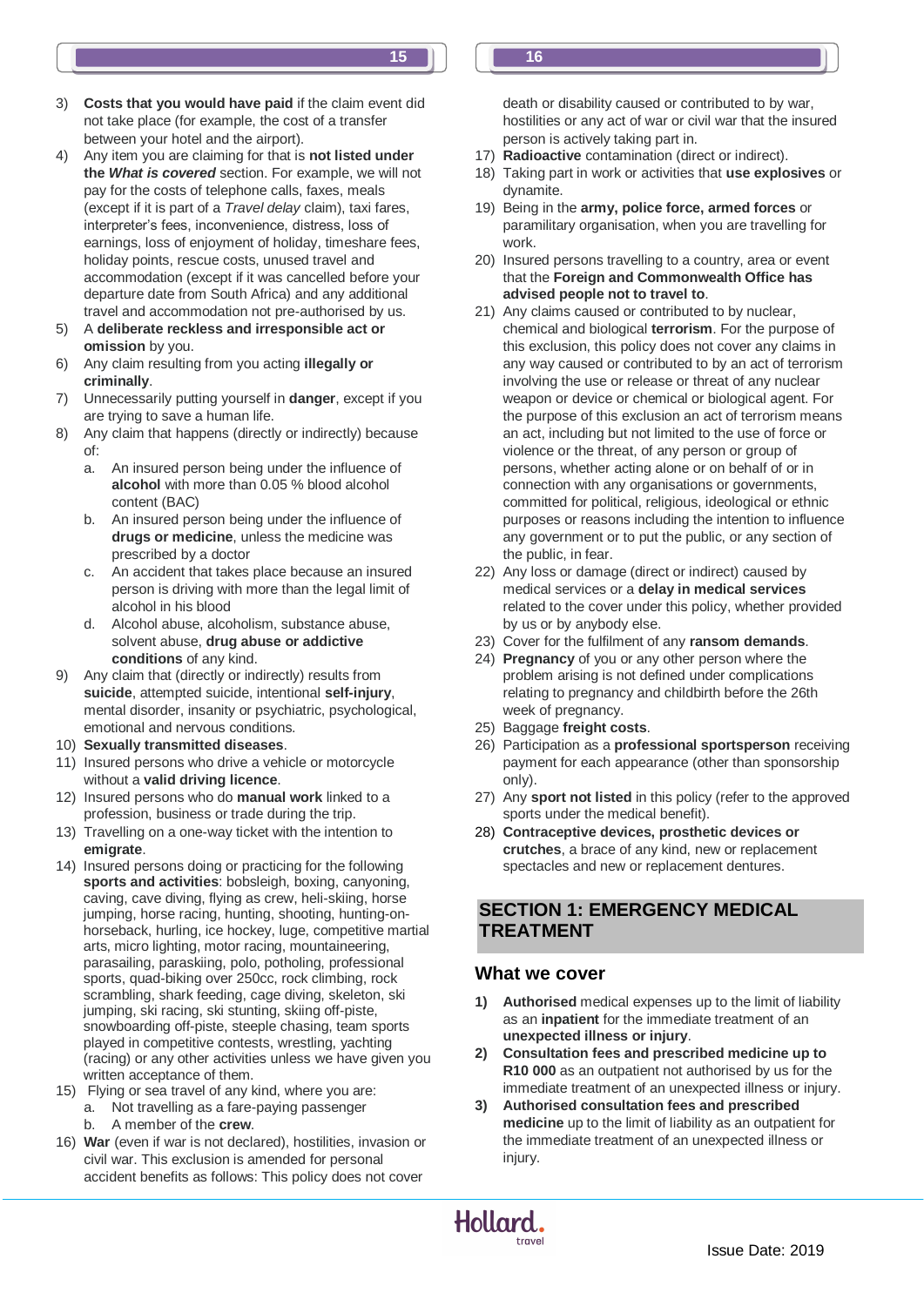3) **Costs that you would have paid** if the claim event did not take place (for example, the cost of a transfer between your hotel and the airport).
4) Any item you are claiming for that is **not listed under the *What is covered*** section. For example, we will not pay for the costs of telephone calls, faxes, meals (except if it is part of a *Travel delay* claim), taxi fares, interpreter's fees, inconvenience, distress, loss of earnings, loss of enjoyment of holiday, timeshare fees, holiday points, rescue costs, unused travel and accommodation (except if it was cancelled before your departure date from South Africa) and any additional travel and accommodation not pre-authorised by us.
5) A **deliberate reckless and irresponsible act or omission** by you.
6) Any claim resulting from you acting **illegally or criminally**.
7) Unnecessarily putting yourself in **danger**, except if you are trying to save a human life.
8) Any claim that happens (directly or indirectly) because of:
   a. An insured person being under the influence of **alcohol** with more than 0.05 % blood alcohol content (BAC)
   b. An insured person being under the influence of **drugs or medicine**, unless the medicine was prescribed by a doctor
   c. An accident that takes place because an insured person is driving with more than the legal limit of alcohol in his blood
   d. Alcohol abuse, alcoholism, substance abuse, solvent abuse, **drug abuse or addictive conditions** of any kind.
9) Any claim that (directly or indirectly) results from **suicide**, attempted suicide, intentional **self-injury**, mental disorder, insanity or psychiatric, psychological, emotional and nervous conditions.
10) **Sexually transmitted diseases**.
11) Insured persons who drive a vehicle or motorcycle without a **valid driving licence**.
12) Insured persons who do **manual work** linked to a profession, business or trade during the trip.
13) Travelling on a one-way ticket with the intention to **emigrate**.
14) Insured persons doing or practicing for the following **sports and activities**: bobsleigh, boxing, canyoning, caving, cave diving, flying as crew, heli-skiing, horse jumping, horse racing, hunting, shooting, hunting-on-horseback, hurling, ice hockey, luge, competitive martial arts, micro lighting, motor racing, mountaineering, parasailing, paraskiing, polo, potholing, professional sports, quad-biking over 250cc, rock climbing, rock scrambling, shark feeding, cage diving, skeleton, ski jumping, ski racing, ski stunting, skiing off-piste, snowboarding off-piste, steeple chasing, team sports played in competitive contests, wrestling, yachting (racing) or any other activities unless we have given you written acceptance of them.
15) Flying or sea travel of any kind, where you are:
   a. Not travelling as a fare-paying passenger
   b. A member of the **crew**.
16) **War** (even if war is not declared), hostilities, invasion or civil war. This exclusion is amended for personal accident benefits as follows: This policy does not cover death or disability caused or contributed to by war, hostilities or any act of war or civil war that the insured person is actively taking part in.
17) **Radioactive** contamination (direct or indirect).
18) Taking part in work or activities that **use explosives** or dynamite.
19) Being in the **army, police force, armed forces** or paramilitary organisation, when you are travelling for work.
20) Insured persons travelling to a country, area or event that the **Foreign and Commonwealth Office has advised people not to travel to**.
21) Any claims caused or contributed to by nuclear, chemical and biological **terrorism**. For the purpose of this exclusion, this policy does not cover any claims in any way caused or contributed to by an act of terrorism involving the use or release or threat of any nuclear weapon or device or chemical or biological agent. For the purpose of this exclusion an act of terrorism means an act, including but not limited to the use of force or violence or the threat, of any person or group of persons, whether acting alone or on behalf of or in connection with any organisations or governments, committed for political, religious, ideological or ethnic purposes or reasons including the intention to influence any government or to put the public, or any section of the public, in fear.
22) Any loss or damage (direct or indirect) caused by medical services or a **delay in medical services** related to the cover under this policy, whether provided by us or by anybody else.
23) Cover for the fulfilment of any **ransom demands**.
24) **Pregnancy** of you or any other person where the problem arising is not defined under complications relating to pregnancy and childbirth before the 26th week of pregnancy.
25) Baggage **freight costs**.
26) Participation as a **professional sportsperson** receiving payment for each appearance (other than sponsorship only).
27) Any **sport not listed** in this policy (refer to the approved sports under the medical benefit).
28) **Contraceptive devices, prosthetic devices or crutches**, a brace of any kind, new or replacement spectacles and new or replacement dentures.

## SECTION 1: EMERGENCY MEDICAL TREATMENT

### What we cover

1) **Authorised** medical expenses up to the limit of liability as an **inpatient** for the immediate treatment of an **unexpected illness or injury**.
2) **Consultation fees and prescribed medicine up to R10 000** as an outpatient not authorised by us for the immediate treatment of an unexpected illness or injury.
3) **Authorised consultation fees and prescribed medicine** up to the limit of liability as an outpatient for the immediate treatment of an unexpected illness or injury.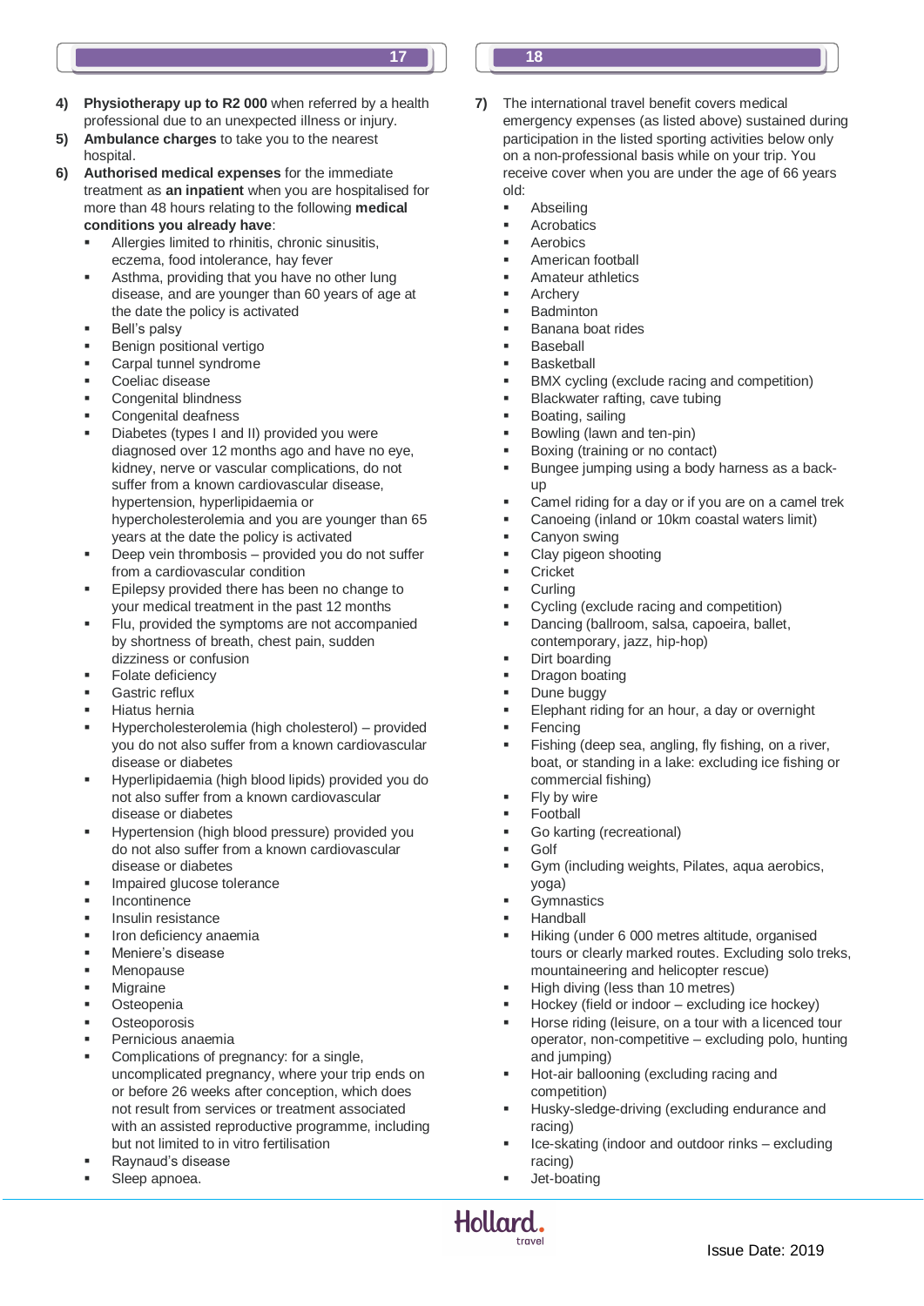4) **Physiotherapy up to R2 000** when referred by a health professional due to an unexpected illness or injury.
5) **Ambulance charges** to take you to the nearest hospital.
6) **Authorised medical expenses** for the immediate treatment as **an inpatient** when you are hospitalised for more than 48 hours relating to the following **medical conditions you already have**:
   - Allergies limited to rhinitis, chronic sinusitis, eczema, food intolerance, hay fever
   - Asthma, providing that you have no other lung disease, and are younger than 60 years of age at the date the policy is activated
   - Bell's palsy
   - Benign positional vertigo
   - Carpal tunnel syndrome
   - Coeliac disease
   - Congenital blindness
   - Congenital deafness
   - Diabetes (types I and II) provided you were diagnosed over 12 months ago and have no eye, kidney, nerve or vascular complications, do not suffer from a known cardiovascular disease, hypertension, hyperlipidaemia or hypercholesterolemia and you are younger than 65 years at the date the policy is activated
   - Deep vein thrombosis – provided you do not suffer from a cardiovascular condition
   - Epilepsy provided there has been no change to your medical treatment in the past 12 months
   - Flu, provided the symptoms are not accompanied by shortness of breath, chest pain, sudden dizziness or confusion
   - Folate deficiency
   - Gastric reflux
   - Hiatus hernia
   - Hypercholesterolemia (high cholesterol) – provided you do not also suffer from a known cardiovascular disease or diabetes
   - Hyperlipidaemia (high blood lipids) provided you do not also suffer from a known cardiovascular disease or diabetes
   - Hypertension (high blood pressure) provided you do not also suffer from a known cardiovascular disease or diabetes
   - Impaired glucose tolerance
   - Incontinence
   - Insulin resistance
   - Iron deficiency anaemia
   - Meniere's disease
   - Menopause
   - Migraine
   - Osteopenia
   - Osteoporosis
   - Pernicious anaemia
   - Complications of pregnancy: for a single, uncomplicated pregnancy, where your trip ends on or before 26 weeks after conception, which does not result from services or treatment associated with an assisted reproductive programme, including but not limited to in vitro fertilisation
   - Raynaud's disease
   - Sleep apnoea.
7) The international travel benefit covers medical emergency expenses (as listed above) sustained during participation in the listed sporting activities below only on a non-professional basis while on your trip. You receive cover when you are under the age of 66 years old:
   - Abseiling
   - Acrobatics
   - Aerobics
   - American football
   - Amateur athletics
   - Archery
   - Badminton
   - Banana boat rides
   - Baseball
   - Basketball
   - BMX cycling (exclude racing and competition)
   - Blackwater rafting, cave tubing
   - Boating, sailing
   - Bowling (lawn and ten-pin)
   - Boxing (training or no contact)
   - Bungee jumping using a body harness as a back-up
   - Camel riding for a day or if you are on a camel trek
   - Canoeing (inland or 10km coastal waters limit)
   - Canyon swing
   - Clay pigeon shooting
   - Cricket
   - Curling
   - Cycling (exclude racing and competition)
   - Dancing (ballroom, salsa, capoeira, ballet, contemporary, jazz, hip-hop)
   - Dirt boarding
   - Dragon boating
   - Dune buggy
   - Elephant riding for an hour, a day or overnight
   - Fencing
   - Fishing (deep sea, angling, fly fishing, on a river, boat, or standing in a lake: excluding ice fishing or commercial fishing)
   - Fly by wire
   - Football
   - Go karting (recreational)
   - Golf
   - Gym (including weights, Pilates, aqua aerobics, yoga)
   - Gymnastics
   - Handball
   - Hiking (under 6 000 metres altitude, organised tours or clearly marked routes. Excluding solo treks, mountaineering and helicopter rescue)
   - High diving (less than 10 metres)
   - Hockey (field or indoor – excluding ice hockey)
   - Horse riding (leisure, on a tour with a licenced tour operator, non-competitive – excluding polo, hunting and jumping)
   - Hot-air ballooning (excluding racing and competition)
   - Husky-sledge-driving (excluding endurance and racing)
   - Ice-skating (indoor and outdoor rinks – excluding racing)
   - Jet-boating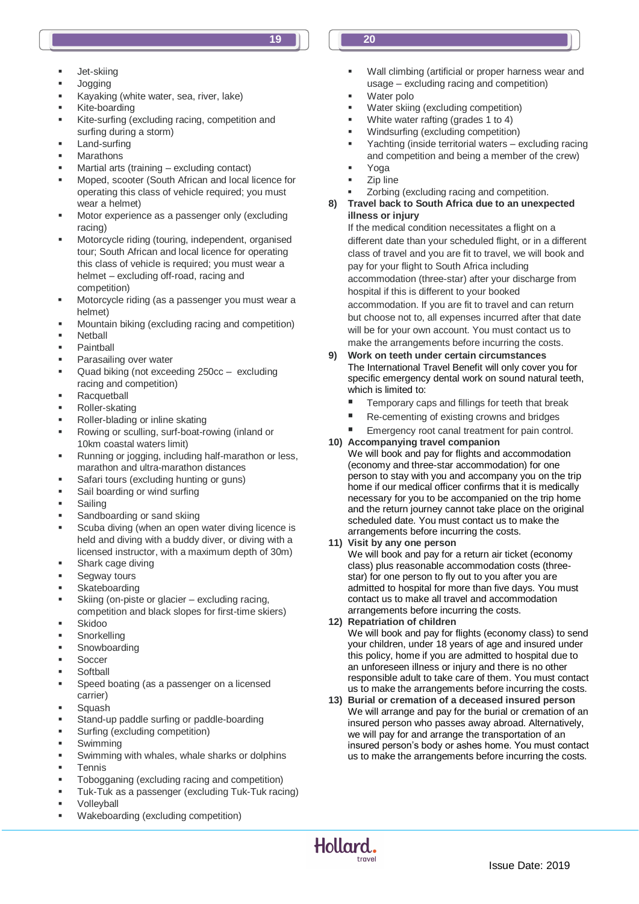- Jet-skiing
- Jogging
- Kayaking (white water, sea, river, lake)
- Kite-boarding
- Kite-surfing (excluding racing, competition and surfing during a storm)
- Land-surfing
- Marathons
- Martial arts (training – excluding contact)
- Moped, scooter (South African and local licence for operating this class of vehicle required; you must wear a helmet)
- Motor experience as a passenger only (excluding racing)
- Motorcycle riding (touring, independent, organised tour; South African and local licence for operating this class of vehicle is required; you must wear a helmet – excluding off-road, racing and competition)
- Motorcycle riding (as a passenger you must wear a helmet)
- Mountain biking (excluding racing and competition)
- Netball
- Paintball
- Parasailing over water
- Quad biking (not exceeding 250cc – excluding racing and competition)
- Racquetball
- Roller-skating
- Roller-blading or inline skating
- Rowing or sculling, surf-boat-rowing (inland or 10km coastal waters limit)
- Running or jogging, including half-marathon or less, marathon and ultra-marathon distances
- Safari tours (excluding hunting or guns)
- Sail boarding or wind surfing
- Sailing
- Sandboarding or sand skiing
- Scuba diving (when an open water diving licence is held and diving with a buddy diver, or diving with a licensed instructor, with a maximum depth of 30m)
- Shark cage diving
- Segway tours
- Skateboarding
- Skiing (on-piste or glacier – excluding racing, competition and black slopes for first-time skiers)
- Skidoo
- Snorkelling
- Snowboarding
- Soccer
- Softball
- Speed boating (as a passenger on a licensed carrier)
- Squash
- Stand-up paddle surfing or paddle-boarding
- Surfing (excluding competition)
- Swimming
- Swimming with whales, whale sharks or dolphins
- Tennis
- Tobogganing (excluding racing and competition)
- Tuk-Tuk as a passenger (excluding Tuk-Tuk racing)
- Volleyball
- Wakeboarding (excluding competition)
- Wall climbing (artificial or proper harness wear and usage – excluding racing and competition)
- Water polo
- Water skiing (excluding competition)
- White water rafting (grades 1 to 4)
- Windsurfing (excluding competition)
- Yachting (inside territorial waters – excluding racing and competition and being a member of the crew)
- Yoga
- Zip line
- Zorbing (excluding racing and competition.

**8) Travel back to South Africa due to an unexpected illness or injury**

If the medical condition necessitates a flight on a different date than your scheduled flight, or in a different class of travel and you are fit to travel, we will book and pay for your flight to South Africa including accommodation (three-star) after your discharge from hospital if this is different to your booked accommodation. If you are fit to travel and can return but choose not to, all expenses incurred after that date will be for your own account. You must contact us to make the arrangements before incurring the costs.

**9) Work on teeth under certain circumstances**

The International Travel Benefit will only cover you for specific emergency dental work on sound natural teeth, which is limited to:

- Temporary caps and fillings for teeth that break
- Re-cementing of existing crowns and bridges
- Emergency root canal treatment for pain control.

**10) Accompanying travel companion**

We will book and pay for flights and accommodation (economy and three-star accommodation) for one person to stay with you and accompany you on the trip home if our medical officer confirms that it is medically necessary for you to be accompanied on the trip home and the return journey cannot take place on the original scheduled date. You must contact us to make the arrangements before incurring the costs.

**11) Visit by any one person**

We will book and pay for a return air ticket (economy class) plus reasonable accommodation costs (three-star) for one person to fly out to you after you are admitted to hospital for more than five days. You must contact us to make all travel and accommodation arrangements before incurring the costs.

**12) Repatriation of children**

We will book and pay for flights (economy class) to send your children, under 18 years of age and insured under this policy, home if you are admitted to hospital due to an unforeseen illness or injury and there is no other responsible adult to take care of them. You must contact us to make the arrangements before incurring the costs.

**13) Burial or cremation of a deceased insured person**

We will arrange and pay for the burial or cremation of an insured person who passes away abroad. Alternatively, we will pay for and arrange the transportation of an insured person's body or ashes home. You must contact us to make the arrangements before incurring the costs.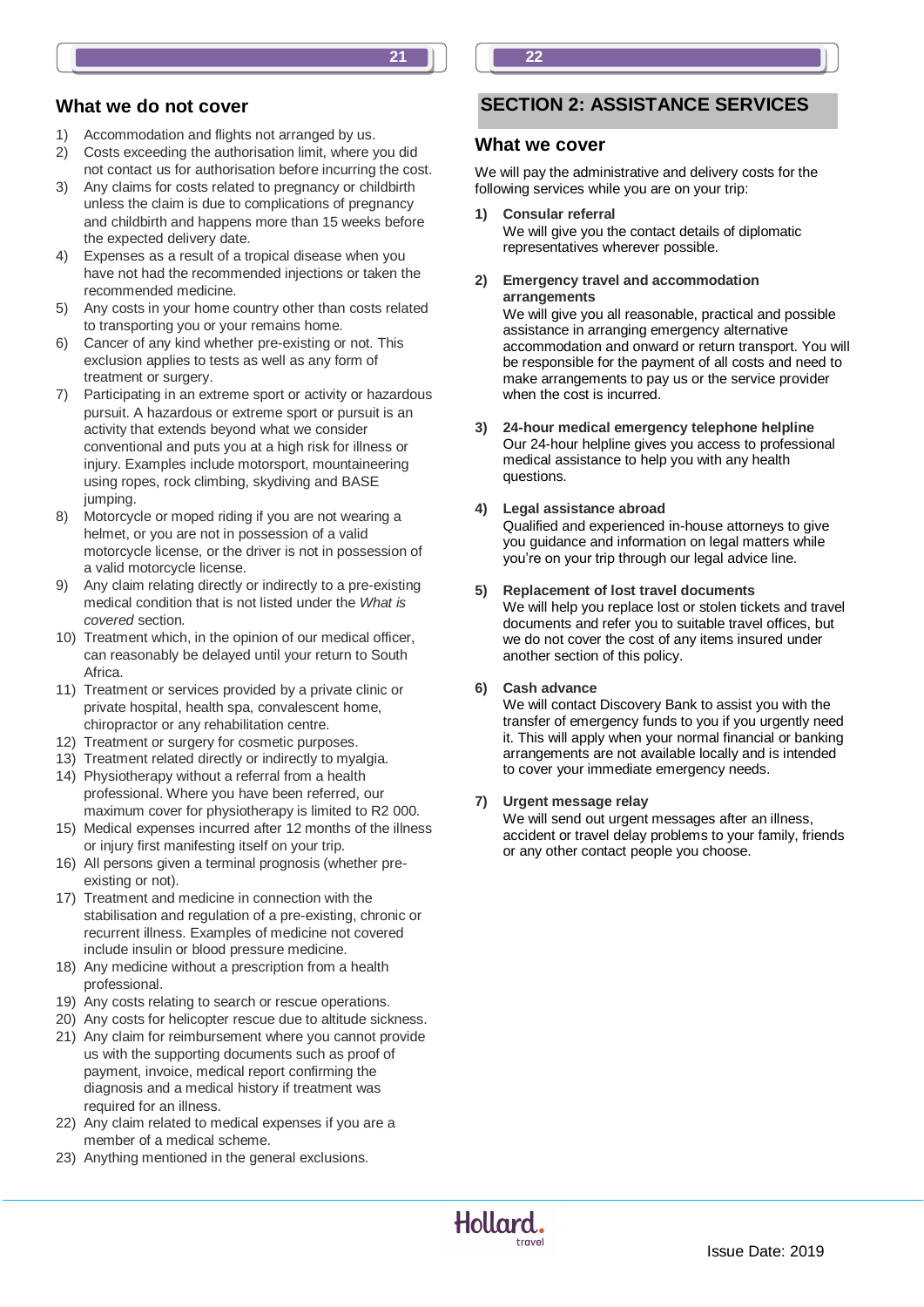## What we do not cover

1) Accommodation and flights not arranged by us.
2) Costs exceeding the authorisation limit, where you did not contact us for authorisation before incurring the cost.
3) Any claims for costs related to pregnancy or childbirth unless the claim is due to complications of pregnancy and childbirth and happens more than 15 weeks before the expected delivery date.
4) Expenses as a result of a tropical disease when you have not had the recommended injections or taken the recommended medicine.
5) Any costs in your home country other than costs related to transporting you or your remains home.
6) Cancer of any kind whether pre-existing or not. This exclusion applies to tests as well as any form of treatment or surgery.
7) Participating in an extreme sport or activity or hazardous pursuit. A hazardous or extreme sport or pursuit is an activity that extends beyond what we consider conventional and puts you at a high risk for illness or injury. Examples include motorsport, mountaineering using ropes, rock climbing, skydiving and BASE jumping.
8) Motorcycle or moped riding if you are not wearing a helmet, or you are not in possession of a valid motorcycle license, or the driver is not in possession of a valid motorcycle license.
9) Any claim relating directly or indirectly to a pre-existing medical condition that is not listed under the *What is covered* section.
10) Treatment which, in the opinion of our medical officer, can reasonably be delayed until your return to South Africa.
11) Treatment or services provided by a private clinic or private hospital, health spa, convalescent home, chiropractor or any rehabilitation centre.
12) Treatment or surgery for cosmetic purposes.
13) Treatment related directly or indirectly to myalgia.
14) Physiotherapy without a referral from a health professional. Where you have been referred, our maximum cover for physiotherapy is limited to R2 000.
15) Medical expenses incurred after 12 months of the illness or injury first manifesting itself on your trip.
16) All persons given a terminal prognosis (whether pre-existing or not).
17) Treatment and medicine in connection with the stabilisation and regulation of a pre-existing, chronic or recurrent illness. Examples of medicine not covered include insulin or blood pressure medicine.
18) Any medicine without a prescription from a health professional.
19) Any costs relating to search or rescue operations.
20) Any costs for helicopter rescue due to altitude sickness.
21) Any claim for reimbursement where you cannot provide us with the supporting documents such as proof of payment, invoice, medical report confirming the diagnosis and a medical history if treatment was required for an illness.
22) Any claim related to medical expenses if you are a member of a medical scheme.
23) Anything mentioned in the general exclusions.

# SECTION 2: ASSISTANCE SERVICES

## What we cover

We will pay the administrative and delivery costs for the following services while you are on your trip:

1) **Consular referral**
   We will give you the contact details of diplomatic representatives wherever possible.

2) **Emergency travel and accommodation arrangements**
   We will give you all reasonable, practical and possible assistance in arranging emergency alternative accommodation and onward or return transport. You will be responsible for the payment of all costs and need to make arrangements to pay us or the service provider when the cost is incurred.

3) **24-hour medical emergency telephone helpline**
   Our 24-hour helpline gives you access to professional medical assistance to help you with any health questions.

4) **Legal assistance abroad**
   Qualified and experienced in-house attorneys to give you guidance and information on legal matters while you're on your trip through our legal advice line.

5) **Replacement of lost travel documents**
   We will help you replace lost or stolen tickets and travel documents and refer you to suitable travel offices, but we do not cover the cost of any items insured under another section of this policy.

6) **Cash advance**
   We will contact Discovery Bank to assist you with the transfer of emergency funds to you if you urgently need it. This will apply when your normal financial or banking arrangements are not available locally and is intended to cover your immediate emergency needs.

7) **Urgent message relay**
   We will send out urgent messages after an illness, accident or travel delay problems to your family, friends or any other contact people you choose.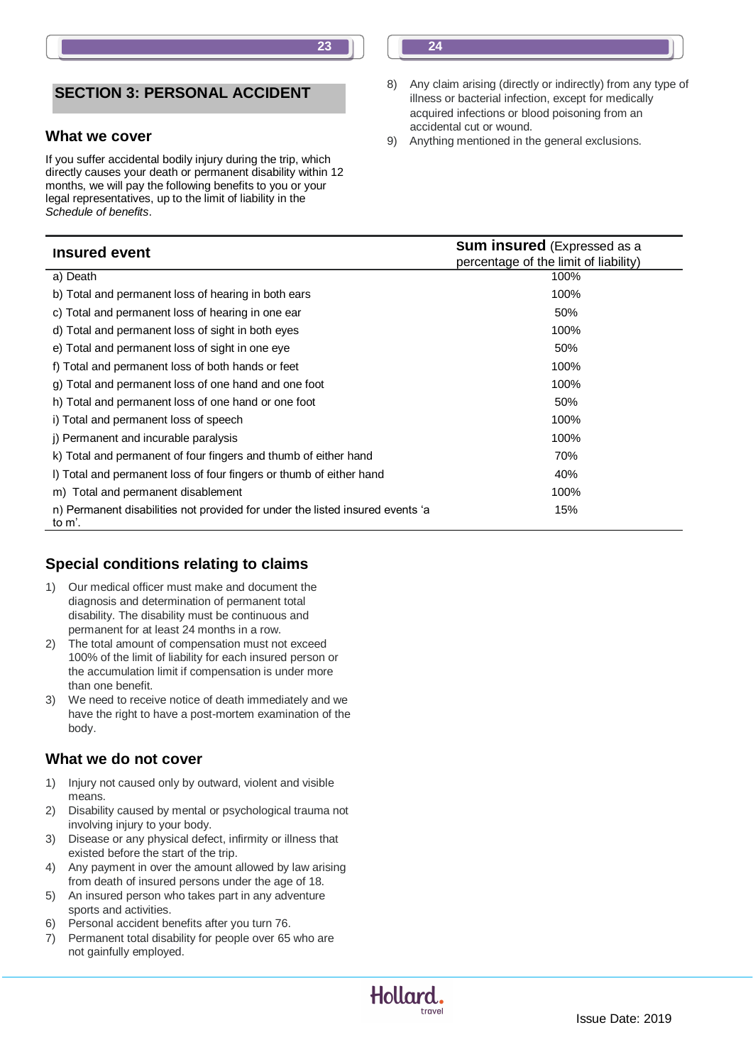## SECTION 3: PERSONAL ACCIDENT

### What we cover

If you suffer accidental bodily injury during the trip, which directly causes your death or permanent disability within 12 months, we will pay the following benefits to you or your legal representatives, up to the limit of liability in the *Schedule of benefits*.

| Insured event | sum insured (Expressed as a percentage of the limit of liability) |
|---|---|
| a) Death | 100% |
| b) Total and permanent loss of hearing in both ears | 100% |
| c) Total and permanent loss of hearing in one ear | 50% |
| d) Total and permanent loss of sight in both eyes | 100% |
| e) Total and permanent loss of sight in one eye | 50% |
| f) Total and permanent loss of both hands or feet | 100% |
| g) Total and permanent loss of one hand and one foot | 100% |
| h) Total and permanent loss of one hand or one foot | 50% |
| i) Total and permanent loss of speech | 100% |
| j) Permanent and incurable paralysis | 100% |
| k) Total and permanent of four fingers and thumb of either hand | 70% |
| l) Total and permanent loss of four fingers or thumb of either hand | 40% |
| m) Total and permanent disablement | 100% |
| n) Permanent disabilities not provided for under the listed insured events 'a to m'. | 15% |

### Special conditions relating to claims

1) Our medical officer must make and document the diagnosis and determination of permanent total disability. The disability must be continuous and permanent for at least 24 months in a row.
2) The total amount of compensation must not exceed 100% of the limit of liability for each insured person or the accumulation limit if compensation is under more than one benefit.
3) We need to receive notice of death immediately and we have the right to have a post-mortem examination of the body.

### What we do not cover

1) Injury not caused only by outward, violent and visible means.
2) Disability caused by mental or psychological trauma not involving injury to your body.
3) Disease or any physical defect, infirmity or illness that existed before the start of the trip.
4) Any payment in over the amount allowed by law arising from death of insured persons under the age of 18.
5) An insured person who takes part in any adventure sports and activities.
6) Personal accident benefits after you turn 76.
7) Permanent total disability for people over 65 who are not gainfully employed.
8) Any claim arising (directly or indirectly) from any type of illness or bacterial infection, except for medically acquired infections or blood poisoning from an accidental cut or wound.
9) Anything mentioned in the general exclusions.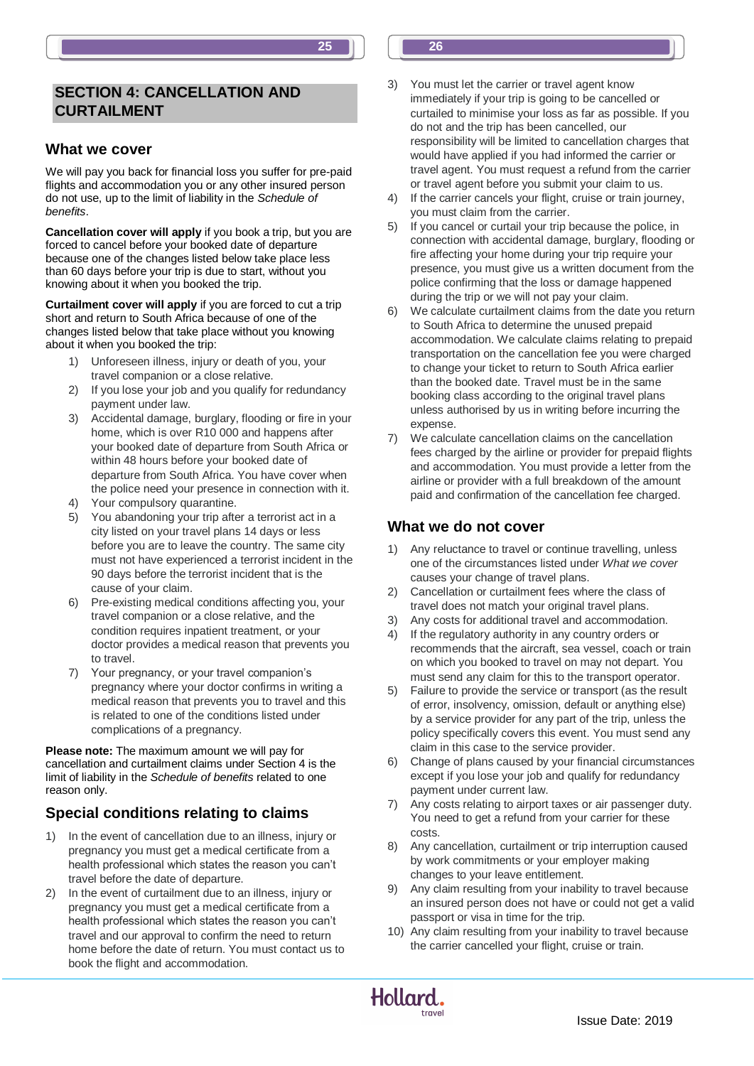## SECTION 4: CANCELLATION AND CURTAILMENT

### What we cover

We will pay you back for financial loss you suffer for pre-paid flights and accommodation you or any other insured person do not use, up to the limit of liability in the *Schedule of benefits*.

**Cancellation cover will apply** if you book a trip, but you are forced to cancel before your booked date of departure because one of the changes listed below take place less than 60 days before your trip is due to start, without you knowing about it when you booked the trip.

**Curtailment cover will apply** if you are forced to cut a trip short and return to South Africa because of one of the changes listed below that take place without you knowing about it when you booked the trip:

1) Unforeseen illness, injury or death of you, your travel companion or a close relative.
2) If you lose your job and you qualify for redundancy payment under law.
3) Accidental damage, burglary, flooding or fire in your home, which is over R10 000 and happens after your booked date of departure from South Africa or within 48 hours before your booked date of departure from South Africa. You have cover when the police need your presence in connection with it.
4) Your compulsory quarantine.
5) You abandoning your trip after a terrorist act in a city listed on your travel plans 14 days or less before you are to leave the country. The same city must not have experienced a terrorist incident in the 90 days before the terrorist incident that is the cause of your claim.
6) Pre-existing medical conditions affecting you, your travel companion or a close relative, and the condition requires inpatient treatment, or your doctor provides a medical reason that prevents you to travel.
7) Your pregnancy, or your travel companion's pregnancy where your doctor confirms in writing a medical reason that prevents you to travel and this is related to one of the conditions listed under complications of a pregnancy.

**Please note:** The maximum amount we will pay for cancellation and curtailment claims under Section 4 is the limit of liability in the *Schedule of benefits* related to one reason only.

### Special conditions relating to claims

1) In the event of cancellation due to an illness, injury or pregnancy you must get a medical certificate from a health professional which states the reason you can't travel before the date of departure.
2) In the event of curtailment due to an illness, injury or pregnancy you must get a medical certificate from a health professional which states the reason you can't travel and our approval to confirm the need to return home before the date of return. You must contact us to book the flight and accommodation.
3) You must let the carrier or travel agent know immediately if your trip is going to be cancelled or curtailed to minimise your loss as far as possible. If you do not and the trip has been cancelled, our responsibility will be limited to cancellation charges that would have applied if you had informed the carrier or travel agent. You must request a refund from the carrier or travel agent before you submit your claim to us.
4) If the carrier cancels your flight, cruise or train journey, you must claim from the carrier.
5) If you cancel or curtail your trip because the police, in connection with accidental damage, burglary, flooding or fire affecting your home during your trip require your presence, you must give us a written document from the police confirming that the loss or damage happened during the trip or we will not pay your claim.
6) We calculate curtailment claims from the date you return to South Africa to determine the unused prepaid accommodation. We calculate claims relating to prepaid transportation on the cancellation fee you were charged to change your ticket to return to South Africa earlier than the booked date. Travel must be in the same booking class according to the original travel plans unless authorised by us in writing before incurring the expense.
7) We calculate cancellation claims on the cancellation fees charged by the airline or provider for prepaid flights and accommodation. You must provide a letter from the airline or provider with a full breakdown of the amount paid and confirmation of the cancellation fee charged.

### What we do not cover

1) Any reluctance to travel or continue travelling, unless one of the circumstances listed under *What we cover* causes your change of travel plans.
2) Cancellation or curtailment fees where the class of travel does not match your original travel plans.
3) Any costs for additional travel and accommodation.
4) If the regulatory authority in any country orders or recommends that the aircraft, sea vessel, coach or train on which you booked to travel on may not depart. You must send any claim for this to the transport operator.
5) Failure to provide the service or transport (as the result of error, insolvency, omission, default or anything else) by a service provider for any part of the trip, unless the policy specifically covers this event. You must send any claim in this case to the service provider.
6) Change of plans caused by your financial circumstances except if you lose your job and qualify for redundancy payment under current law.
7) Any costs relating to airport taxes or air passenger duty. You need to get a refund from your carrier for these costs.
8) Any cancellation, curtailment or trip interruption caused by work commitments or your employer making changes to your leave entitlement.
9) Any claim resulting from your inability to travel because an insured person does not have or could not get a valid passport or visa in time for the trip.
10) Any claim resulting from your inability to travel because the carrier cancelled your flight, cruise or train.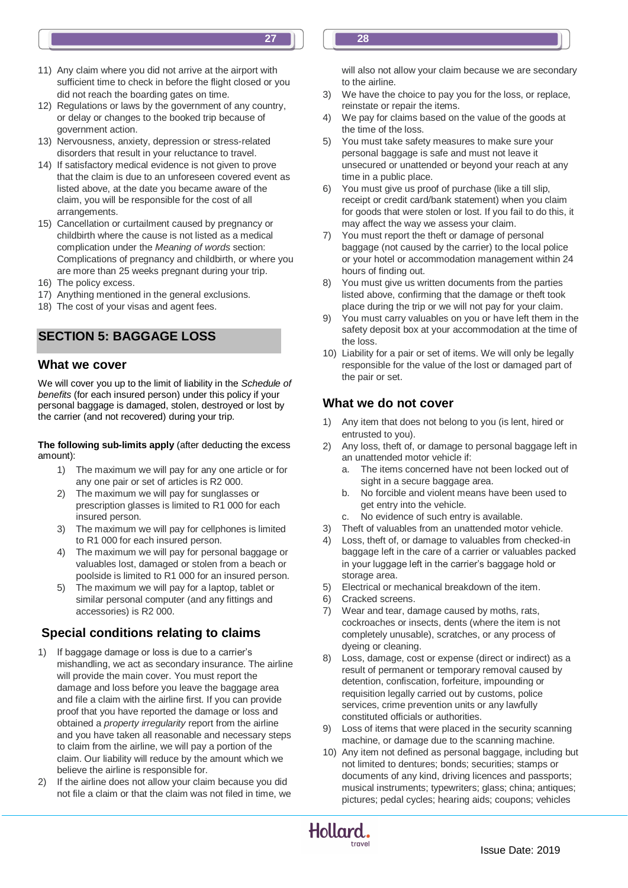11) Any claim where you did not arrive at the airport with sufficient time to check in before the flight closed or you did not reach the boarding gates on time.
12) Regulations or laws by the government of any country, or delay or changes to the booked trip because of government action.
13) Nervousness, anxiety, depression or stress-related disorders that result in your reluctance to travel.
14) If satisfactory medical evidence is not given to prove that the claim is due to an unforeseen covered event as listed above, at the date you became aware of the claim, you will be responsible for the cost of all arrangements.
15) Cancellation or curtailment caused by pregnancy or childbirth where the cause is not listed as a medical complication under the *Meaning of words* section: Complications of pregnancy and childbirth, or where you are more than 25 weeks pregnant during your trip.
16) The policy excess.
17) Anything mentioned in the general exclusions.
18) The cost of your visas and agent fees.

## SECTION 5: BAGGAGE LOSS

### What we cover

We will cover you up to the limit of liability in the *Schedule of benefits* (for each insured person) under this policy if your personal baggage is damaged, stolen, destroyed or lost by the carrier (and not recovered) during your trip.

**The following sub-limits apply** (after deducting the excess amount):

1) The maximum we will pay for any one article or for any one pair or set of articles is R2 000.
2) The maximum we will pay for sunglasses or prescription glasses is limited to R1 000 for each insured person.
3) The maximum we will pay for cellphones is limited to R1 000 for each insured person.
4) The maximum we will pay for personal baggage or valuables lost, damaged or stolen from a beach or poolside is limited to R1 000 for an insured person.
5) The maximum we will pay for a laptop, tablet or similar personal computer (and any fittings and accessories) is R2 000.

### Special conditions relating to claims

1) If baggage damage or loss is due to a carrier's mishandling, we act as secondary insurance. The airline will provide the main cover. You must report the damage and loss before you leave the baggage area and file a claim with the airline first. If you can provide proof that you have reported the damage or loss and obtained a *property irregularity* report from the airline and you have taken all reasonable and necessary steps to claim from the airline, we will pay a portion of the claim. Our liability will reduce by the amount which we believe the airline is responsible for.
2) If the airline does not allow your claim because you did not file a claim or that the claim was not filed in time, we will also not allow your claim because we are secondary to the airline.
3) We have the choice to pay you for the loss, or replace, reinstate or repair the items.
4) We pay for claims based on the value of the goods at the time of the loss.
5) You must take safety measures to make sure your personal baggage is safe and must not leave it unsecured or unattended or beyond your reach at any time in a public place.
6) You must give us proof of purchase (like a till slip, receipt or credit card/bank statement) when you claim for goods that were stolen or lost. If you fail to do this, it may affect the way we assess your claim.
7) You must report the theft or damage of personal baggage (not caused by the carrier) to the local police or your hotel or accommodation management within 24 hours of finding out.
8) You must give us written documents from the parties listed above, confirming that the damage or theft took place during the trip or we will not pay for your claim.
9) You must carry valuables on you or have left them in the safety deposit box at your accommodation at the time of the loss.
10) Liability for a pair or set of items. We will only be legally responsible for the value of the lost or damaged part of the pair or set.

### What we do not cover

1) Any item that does not belong to you (is lent, hired or entrusted to you).
2) Any loss, theft of, or damage to personal baggage left in an unattended motor vehicle if:
   a. The items concerned have not been locked out of sight in a secure baggage area.
   b. No forcible and violent means have been used to get entry into the vehicle.
   c. No evidence of such entry is available.
3) Theft of valuables from an unattended motor vehicle.
4) Loss, theft of, or damage to valuables from checked-in baggage left in the care of a carrier or valuables packed in your luggage left in the carrier's baggage hold or storage area.
5) Electrical or mechanical breakdown of the item.
6) Cracked screens.
7) Wear and tear, damage caused by moths, rats, cockroaches or insects, dents (where the item is not completely unusable), scratches, or any process of dyeing or cleaning.
8) Loss, damage, cost or expense (direct or indirect) as a result of permanent or temporary removal caused by detention, confiscation, forfeiture, impounding or requisition legally carried out by customs, police services, crime prevention units or any lawfully constituted officials or authorities.
9) Loss of items that were placed in the security scanning machine, or damage due to the scanning machine.
10) Any item not defined as personal baggage, including but not limited to dentures; bonds; securities; stamps or documents of any kind, driving licences and passports; musical instruments; typewriters; glass; china; antiques; pictures; pedal cycles; hearing aids; coupons; vehicles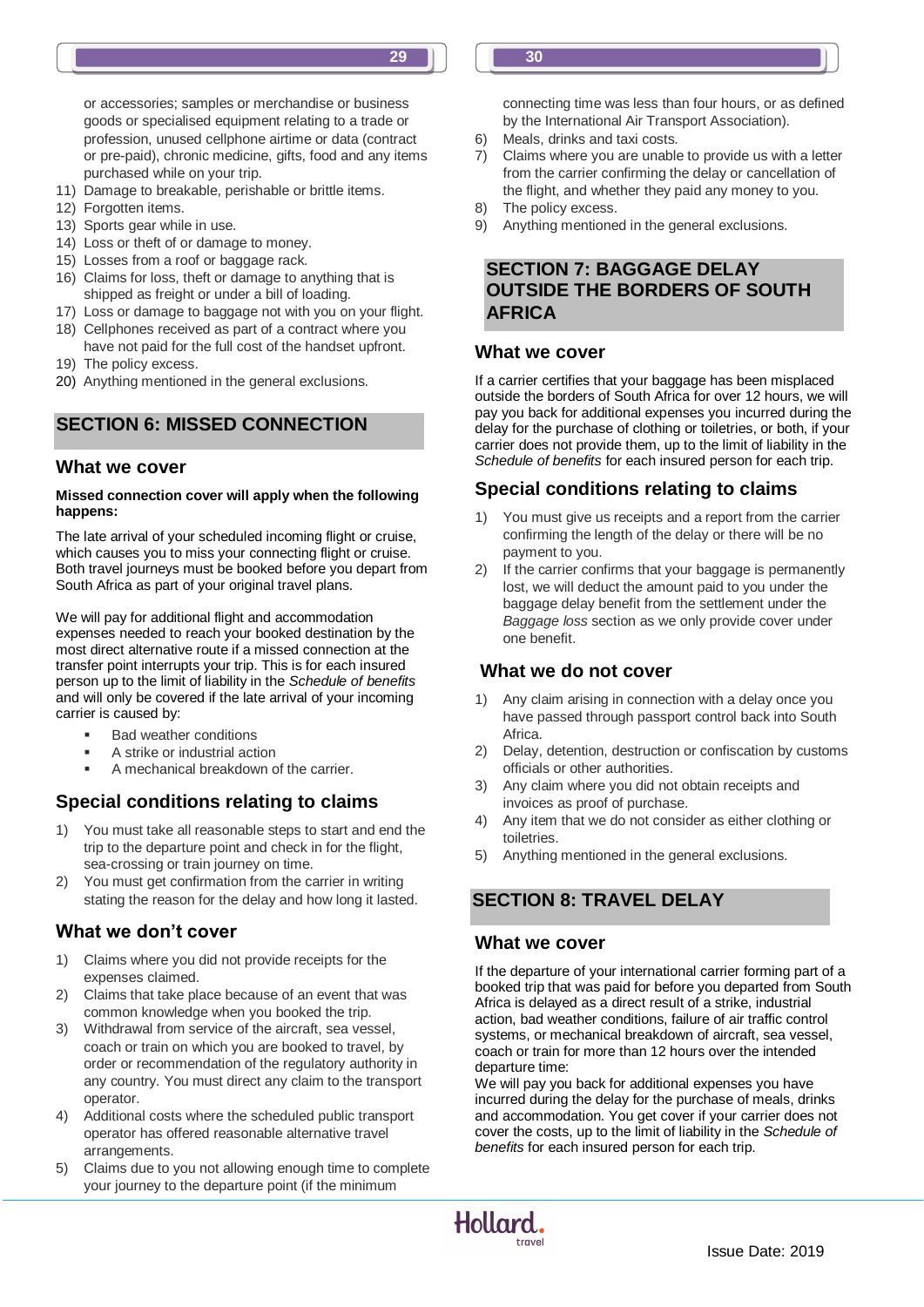or accessories; samples or merchandise or business goods or specialised equipment relating to a trade or profession, unused cellphone airtime or data (contract or pre-paid), chronic medicine, gifts, food and any items purchased while on your trip.

11) Damage to breakable, perishable or brittle items.
12) Forgotten items.
13) Sports gear while in use.
14) Loss or theft of or damage to money.
15) Losses from a roof or baggage rack.
16) Claims for loss, theft or damage to anything that is shipped as freight or under a bill of loading.
17) Loss or damage to baggage not with you on your flight.
18) Cellphones received as part of a contract where you have not paid for the full cost of the handset upfront.
19) The policy excess.
20) Anything mentioned in the general exclusions.

## SECTION 6: MISSED CONNECTION

### What we cover

**Missed connection cover will apply when the following happens:**

The late arrival of your scheduled incoming flight or cruise, which causes you to miss your connecting flight or cruise. Both travel journeys must be booked before you depart from South Africa as part of your original travel plans.

We will pay for additional flight and accommodation expenses needed to reach your booked destination by the most direct alternative route if a missed connection at the transfer point interrupts your trip. This is for each insured person up to the limit of liability in the *Schedule of benefits* and will only be covered if the late arrival of your incoming carrier is caused by:

- Bad weather conditions
- A strike or industrial action
- A mechanical breakdown of the carrier.

### Special conditions relating to claims

1) You must take all reasonable steps to start and end the trip to the departure point and check in for the flight, sea-crossing or train journey on time.
2) You must get confirmation from the carrier in writing stating the reason for the delay and how long it lasted.

### What we don't cover

1) Claims where you did not provide receipts for the expenses claimed.
2) Claims that take place because of an event that was common knowledge when you booked the trip.
3) Withdrawal from service of the aircraft, sea vessel, coach or train on which you are booked to travel, by order or recommendation of the regulatory authority in any country. You must direct any claim to the transport operator.
4) Additional costs where the scheduled public transport operator has offered reasonable alternative travel arrangements.
5) Claims due to you not allowing enough time to complete your journey to the departure point (if the minimum connecting time was less than four hours, or as defined by the International Air Transport Association).
6) Meals, drinks and taxi costs.
7) Claims where you are unable to provide us with a letter from the carrier confirming the delay or cancellation of the flight, and whether they paid any money to you.
8) The policy excess.
9) Anything mentioned in the general exclusions.

## SECTION 7: BAGGAGE DELAY OUTSIDE THE BORDERS OF SOUTH AFRICA

### What we cover

If a carrier certifies that your baggage has been misplaced outside the borders of South Africa for over 12 hours, we will pay you back for additional expenses you incurred during the delay for the purchase of clothing or toiletries, or both, if your carrier does not provide them, up to the limit of liability in the *Schedule of benefits* for each insured person for each trip.

### Special conditions relating to claims

1) You must give us receipts and a report from the carrier confirming the length of the delay or there will be no payment to you.
2) If the carrier confirms that your baggage is permanently lost, we will deduct the amount paid to you under the baggage delay benefit from the settlement under the *Baggage loss* section as we only provide cover under one benefit.

### What we do not cover

1) Any claim arising in connection with a delay once you have passed through passport control back into South Africa.
2) Delay, detention, destruction or confiscation by customs officials or other authorities.
3) Any claim where you did not obtain receipts and invoices as proof of purchase.
4) Any item that we do not consider as either clothing or toiletries.
5) Anything mentioned in the general exclusions.

## SECTION 8: TRAVEL DELAY

### What we cover

If the departure of your international carrier forming part of a booked trip that was paid for before you departed from South Africa is delayed as a direct result of a strike, industrial action, bad weather conditions, failure of air traffic control systems, or mechanical breakdown of aircraft, sea vessel, coach or train for more than 12 hours over the intended departure time:

We will pay you back for additional expenses you have incurred during the delay for the purchase of meals, drinks and accommodation. You get cover if your carrier does not cover the costs, up to the limit of liability in the *Schedule of benefits* for each insured person for each trip.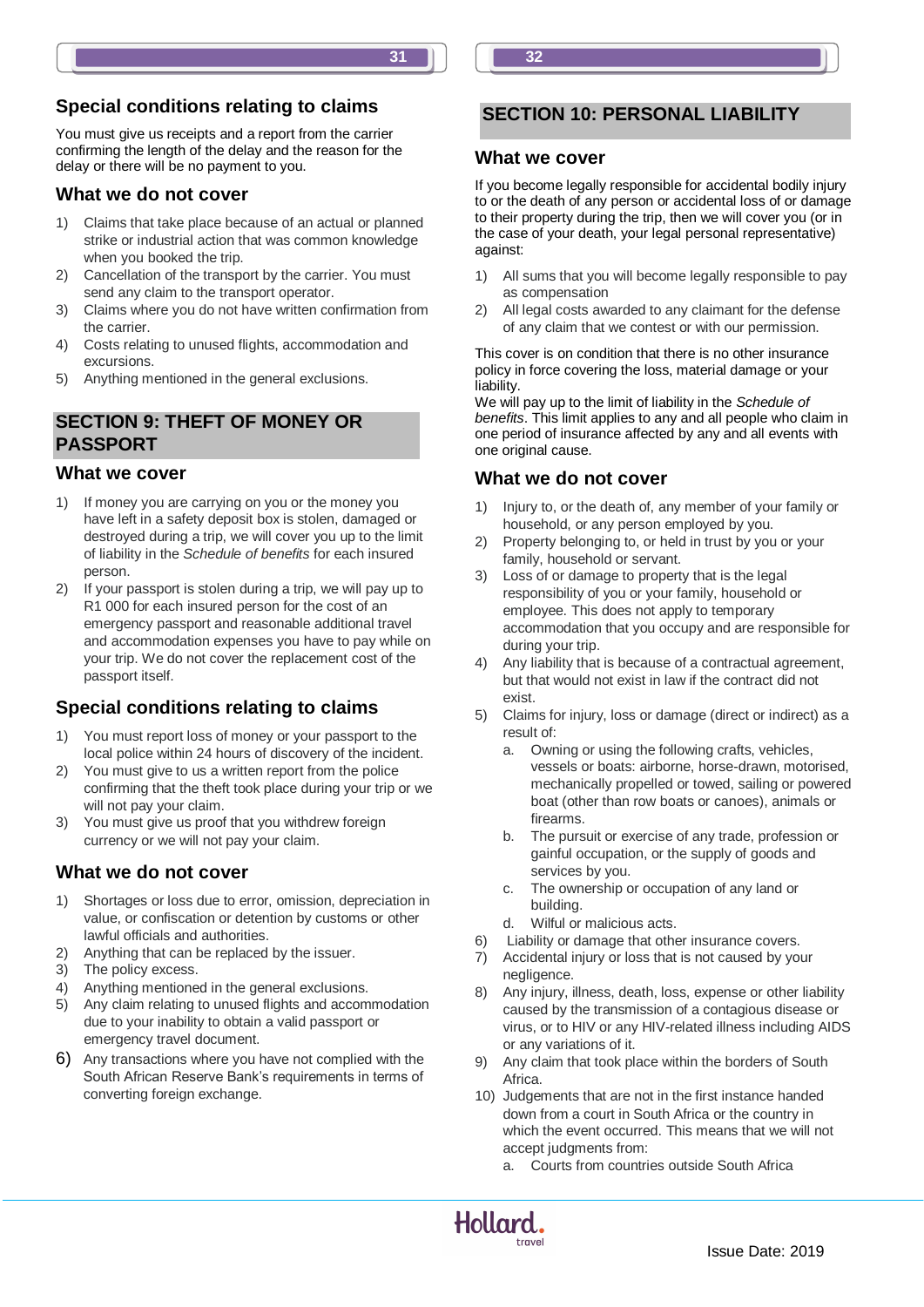## Special conditions relating to claims

You must give us receipts and a report from the carrier confirming the length of the delay and the reason for the delay or there will be no payment to you.

## What we do not cover

1) Claims that take place because of an actual or planned strike or industrial action that was common knowledge when you booked the trip.
2) Cancellation of the transport by the carrier. You must send any claim to the transport operator.
3) Claims where you do not have written confirmation from the carrier.
4) Costs relating to unused flights, accommodation and excursions.
5) Anything mentioned in the general exclusions.

# SECTION 9: THEFT OF MONEY OR PASSPORT

## What we cover

1) If money you are carrying on you or the money you have left in a safety deposit box is stolen, damaged or destroyed during a trip, we will cover you up to the limit of liability in the *Schedule of benefits* for each insured person.
2) If your passport is stolen during a trip, we will pay up to R1 000 for each insured person for the cost of an emergency passport and reasonable additional travel and accommodation expenses you have to pay while on your trip. We do not cover the replacement cost of the passport itself.

## Special conditions relating to claims

1) You must report loss of money or your passport to the local police within 24 hours of discovery of the incident.
2) You must give to us a written report from the police confirming that the theft took place during your trip or we will not pay your claim.
3) You must give us proof that you withdrew foreign currency or we will not pay your claim.

## What we do not cover

1) Shortages or loss due to error, omission, depreciation in value, or confiscation or detention by customs or other lawful officials and authorities.
2) Anything that can be replaced by the issuer.
3) The policy excess.
4) Anything mentioned in the general exclusions.
5) Any claim relating to unused flights and accommodation due to your inability to obtain a valid passport or emergency travel document.
6) Any transactions where you have not complied with the South African Reserve Bank's requirements in terms of converting foreign exchange.

# SECTION 10: PERSONAL LIABILITY

## What we cover

If you become legally responsible for accidental bodily injury to or the death of any person or accidental loss of or damage to their property during the trip, then we will cover you (or in the case of your death, your legal personal representative) against:

1) All sums that you will become legally responsible to pay as compensation
2) All legal costs awarded to any claimant for the defense of any claim that we contest or with our permission.

This cover is on condition that there is no other insurance policy in force covering the loss, material damage or your liability.

We will pay up to the limit of liability in the *Schedule of benefits*. This limit applies to any and all people who claim in one period of insurance affected by any and all events with one original cause.

## What we do not cover

1) Injury to, or the death of, any member of your family or household, or any person employed by you.
2) Property belonging to, or held in trust by you or your family, household or servant.
3) Loss of or damage to property that is the legal responsibility of you or your family, household or employee. This does not apply to temporary accommodation that you occupy and are responsible for during your trip.
4) Any liability that is because of a contractual agreement, but that would not exist in law if the contract did not exist.
5) Claims for injury, loss or damage (direct or indirect) as a result of:
   a. Owning or using the following crafts, vehicles, vessels or boats: airborne, horse-drawn, motorised, mechanically propelled or towed, sailing or powered boat (other than row boats or canoes), animals or firearms.
   b. The pursuit or exercise of any trade, profession or gainful occupation, or the supply of goods and services by you.
   c. The ownership or occupation of any land or building.
   d. Wilful or malicious acts.
6) Liability or damage that other insurance covers.
7) Accidental injury or loss that is not caused by your negligence.
8) Any injury, illness, death, loss, expense or other liability caused by the transmission of a contagious disease or virus, or to HIV or any HIV-related illness including AIDS or any variations of it.
9) Any claim that took place within the borders of South Africa.
10) Judgements that are not in the first instance handed down from a court in South Africa or the country in which the event occurred. This means that we will not accept judgments from:
    a. Courts from countries outside South Africa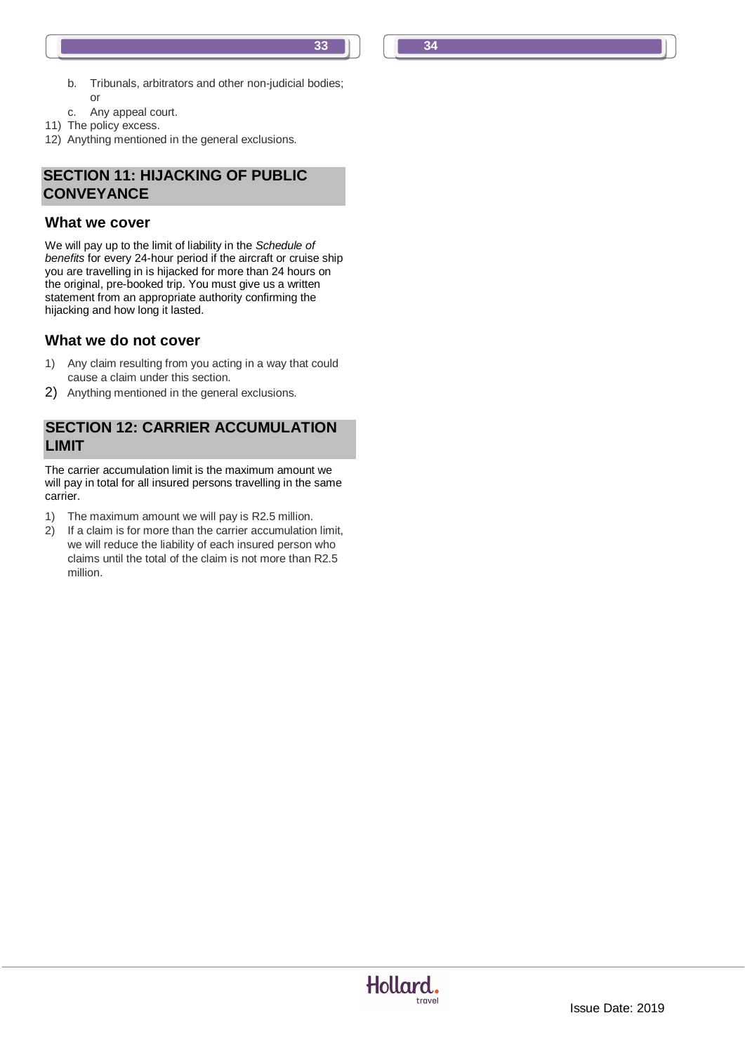b. Tribunals, arbitrators and other non-judicial bodies; or
c. Any appeal court.

11) The policy excess.
12) Anything mentioned in the general exclusions.

## SECTION 11: HIJACKING OF PUBLIC CONVEYANCE

### What we cover

We will pay up to the limit of liability in the *Schedule of benefits* for every 24-hour period if the aircraft or cruise ship you are travelling in is hijacked for more than 24 hours on the original, pre-booked trip. You must give us a written statement from an appropriate authority confirming the hijacking and how long it lasted.

### What we do not cover

1) Any claim resulting from you acting in a way that could cause a claim under this section.
2) Anything mentioned in the general exclusions.

## SECTION 12: CARRIER ACCUMULATION LIMIT

The carrier accumulation limit is the maximum amount we will pay in total for all insured persons travelling in the same carrier.

1) The maximum amount we will pay is R2.5 million.
2) If a claim is for more than the carrier accumulation limit, we will reduce the liability of each insured person who claims until the total of the claim is not more than R2.5 million.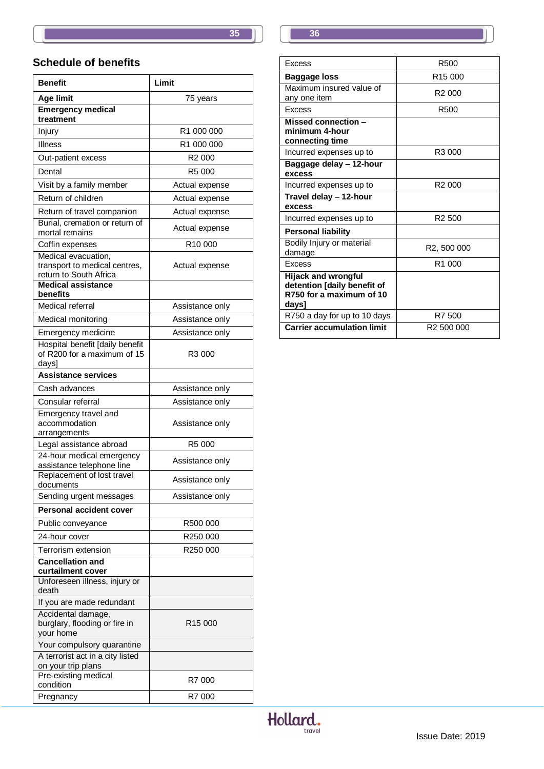## Schedule of benefits

| Benefit | Limit |
|---|---|
| **Age limit** | 75 years |
| **Emergency medical treatment** | |
| Injury | R1 000 000 |
| Illness | R1 000 000 |
| Out-patient excess | R2 000 |
| Dental | R5 000 |
| Visit by a family member | Actual expense |
| Return of children | Actual expense |
| Return of travel companion | Actual expense |
| Burial, cremation or return of mortal remains | Actual expense |
| Coffin expenses | R10 000 |
| Medical evacuation, transport to medical centres, return to South Africa | Actual expense |
| **Medical assistance benefits** | |
| Medical referral | Assistance only |
| Medical monitoring | Assistance only |
| Emergency medicine | Assistance only |
| Hospital benefit [daily benefit of R200 for a maximum of 15 days] | R3 000 |
| **Assistance services** | |
| Cash advances | Assistance only |
| Consular referral | Assistance only |
| Emergency travel and accommodation arrangements | Assistance only |
| Legal assistance abroad | R5 000 |
| 24-hour medical emergency assistance telephone line | Assistance only |
| Replacement of lost travel documents | Assistance only |
| Sending urgent messages | Assistance only |
| **Personal accident cover** | |
| Public conveyance | R500 000 |
| 24-hour cover | R250 000 |
| Terrorism extension | R250 000 |
| **Cancellation and curtailment cover** | |
| Unforeseen illness, injury or death | |
| If you are made redundant | |
| Accidental damage, burglary, flooding or fire in your home | R15 000 |
| Your compulsory quarantine | |
| A terrorist act in a city listed on your trip plans | |
| Pre-existing medical condition | R7 000 |
| Pregnancy | R7 000 |
| Excess | R500 |
| **Baggage loss** | R15 000 |
| Maximum insured value of any one item | R2 000 |
| Excess | R500 |
| **Missed connection – minimum 4-hour connecting time** | |
| Incurred expenses up to | R3 000 |
| **Baggage delay – 12-hour excess** | |
| Incurred expenses up to | R2 000 |
| **Travel delay – 12-hour excess** | |
| Incurred expenses up to | R2 500 |
| **Personal liability** | |
| Bodily Injury or material damage | R2, 500 000 |
| Excess | R1 000 |
| **Hijack and wrongful detention [daily benefit of R750 for a maximum of 10 days]** | |
| R750 a day for up to 10 days | R7 500 |
| **Carrier accumulation limit** | R2 500 000 |

Issue Date: 2019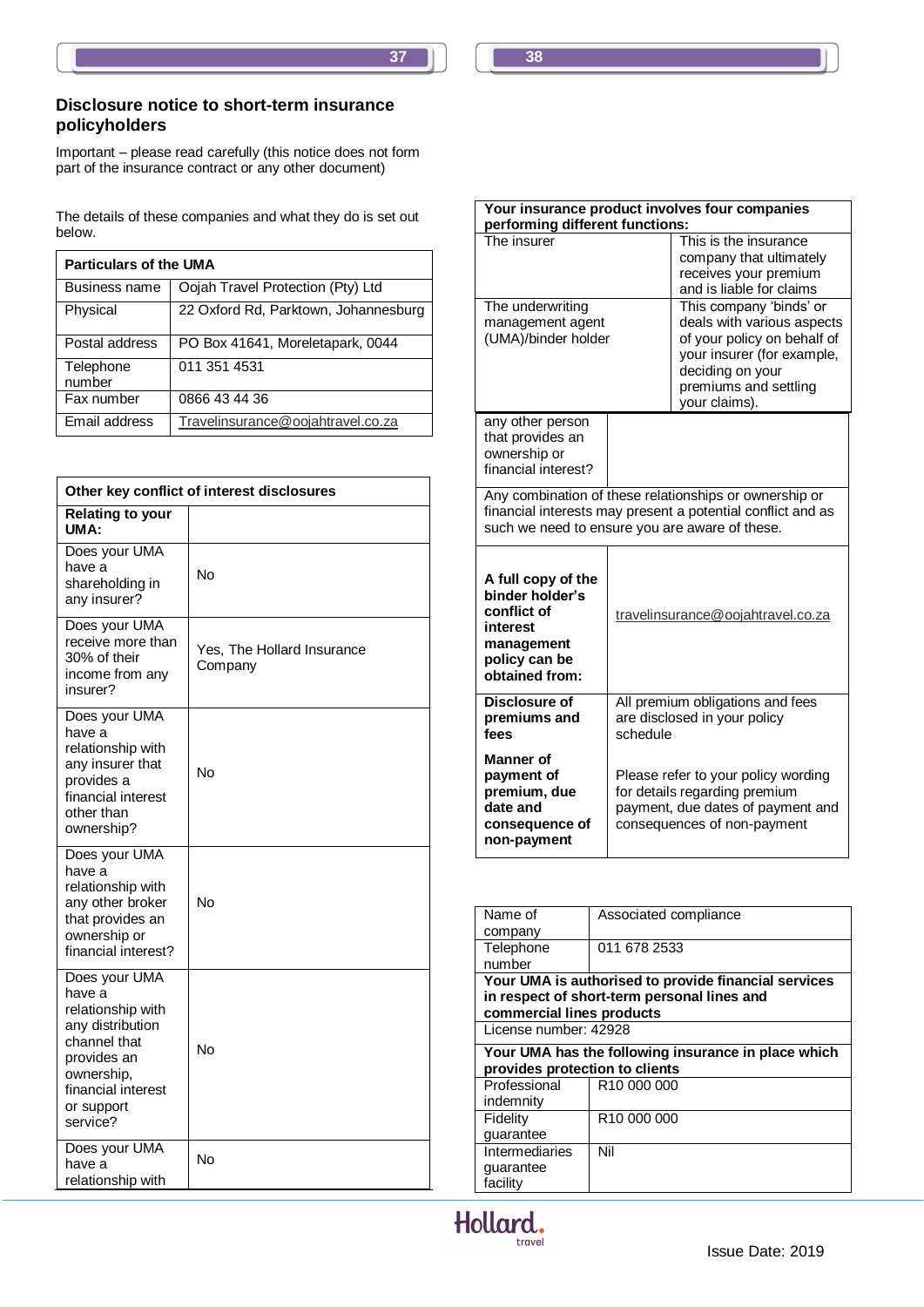## Disclosure notice to short-term insurance policyholders

Important – please read carefully (this notice does not form part of the insurance contract or any other document)

The details of these companies and what they do is set out below.

| Particulars of the UMA | |
|---|---|
| Business name | Oojah Travel Protection (Pty) Ltd |
| Physical | 22 Oxford Rd, Parktown, Johannesburg |
| Postal address | PO Box 41641, Moreletapark, 0044 |
| Telephone number | 011 351 4531 |
| Fax number | 0866 43 44 36 |
| Email address | Travelinsurance@oojahtravel.co.za |

| Other key conflict of interest disclosures | |
|---|---|
| **Relating to your UMA:** | |
| Does your UMA have a shareholding in any insurer? | No |
| Does your UMA receive more than 30% of their income from any insurer? | Yes, The Hollard Insurance Company |
| Does your UMA have a relationship with any insurer that provides a financial interest other than ownership? | No |
| Does your UMA have a relationship with any other broker that provides an ownership or financial interest? | No |
| Does your UMA have a relationship with any distribution channel that provides an ownership, financial interest or support service? | No |
| Does your UMA have a relationship with any other person that provides an ownership or financial interest? | No |

| Your insurance product involves four companies performing different functions: | |
|---|---|
| The insurer | This is the insurance company that ultimately receives your premium and is liable for claims |
| The underwriting management agent (UMA)/binder holder | This company 'binds' or deals with various aspects of your policy on behalf of your insurer (for example, deciding on your premiums and settling your claims). |

Any combination of these relationships or ownership or financial interests may present a potential conflict and as such we need to ensure you are aware of these.

| | |
|---|---|
| **A full copy of the binder holder's conflict of interest management policy can be obtained from:** | travelinsurance@oojahtravel.co.za |
| **Disclosure of premiums and fees** | All premium obligations and fees are disclosed in your policy schedule |
| **Manner of payment of premium, due date and consequence of non-payment** | Please refer to your policy wording for details regarding premium payment, due dates of payment and consequences of non-payment |

| | |
|---|---|
| Name of company | Associated compliance |
| Telephone number | 011 678 2533 |
| **Your UMA is authorised to provide financial services in respect of short-term personal lines and commercial lines products** | |
| License number: 42928 | |
| **Your UMA has the following insurance in place which provides protection to clients** | |
| Professional indemnity | R10 000 000 |
| Fidelity guarantee | R10 000 000 |
| Intermediaries guarantee facility | Nil |

Issue Date: 2019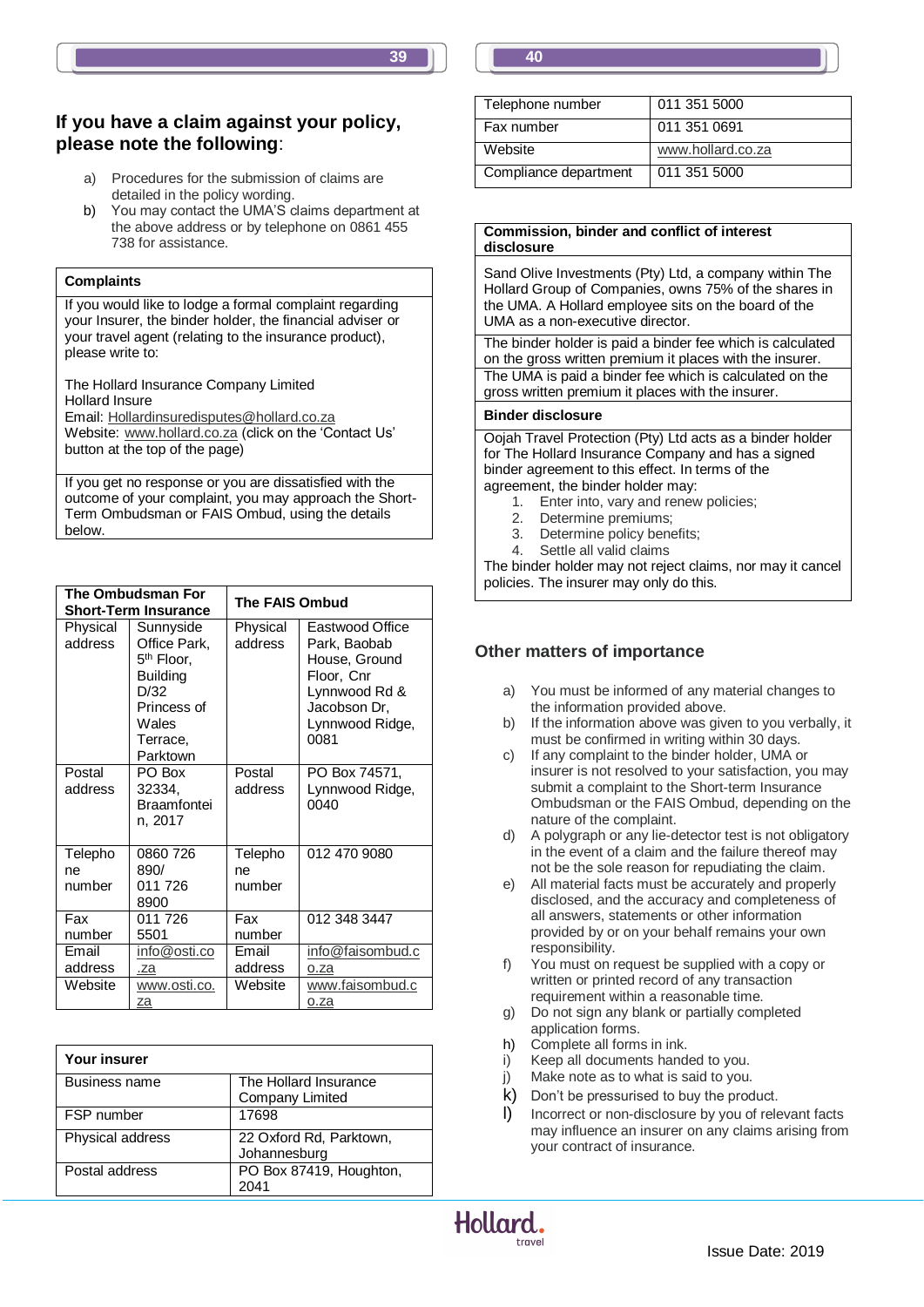## If you have a claim against your policy, please note the following:

a) Procedures for the submission of claims are detailed in the policy wording.
b) You may contact the UMA'S claims department at the above address or by telephone on 0861 455 738 for assistance.

| Complaints |
|---|
| If you would like to lodge a formal complaint regarding your Insurer, the binder holder, the financial adviser or your travel agent (relating to the insurance product), please write to:<br><br>The Hollard Insurance Company Limited<br>Hollard Insure<br>Email: Hollardinsuredisputes@hollard.co.za<br>Website: www.hollard.co.za (click on the 'Contact Us' button at the top of the page) |
| If you get no response or you are dissatisfied with the outcome of your complaint, you may approach the Short-Term Ombudsman or FAIS Ombud, using the details below. |

| The Ombudsman For Short-Term Insurance | | The FAIS Ombud | |
|---|---|---|---|
| Physical address | Sunnyside Office Park, 5th Floor, Building D/32 Princess of Wales Terrace, Parktown | Physical address | Eastwood Office Park, Baobab House, Ground Floor, Cnr Lynnwood Rd & Jacobson Dr, Lynnwood Ridge, 0081 |
| Postal address | PO Box 32334, Braamfontein, 2017 | Postal address | PO Box 74571, Lynnwood Ridge, 0040 |
| Telephone number | 0860 726 890/ 011 726 8900 | Telephone number | 012 470 9080 |
| Fax number | 011 726 5501 | Fax number | 012 348 3447 |
| Email address | info@osti.co.za | Email address | info@faisombud.co.za |
| Website | www.osti.co.za | Website | www.faisombud.co.za |

| Your insurer | |
|---|---|
| Business name | The Hollard Insurance Company Limited |
| FSP number | 17698 |
| Physical address | 22 Oxford Rd, Parktown, Johannesburg |
| Postal address | PO Box 87419, Houghton, 2041 |
| Telephone number | 011 351 5000 |
| Fax number | 011 351 0691 |
| Website | www.hollard.co.za |
| Compliance department | 011 351 5000 |

| Commission, binder and conflict of interest disclosure |
|---|
| Sand Olive Investments (Pty) Ltd, a company within The Hollard Group of Companies, owns 75% of the shares in the UMA. A Hollard employee sits on the board of the UMA as a non-executive director. |
| The binder holder is paid a binder fee which is calculated on the gross written premium it places with the insurer. |
| The UMA is paid a binder fee which is calculated on the gross written premium it places with the insurer. |
| **Binder disclosure** |
| Oojah Travel Protection (Pty) Ltd acts as a binder holder for The Hollard Insurance Company and has a signed binder agreement to this effect. In terms of the agreement, the binder holder may:<br>1. Enter into, vary and renew policies;<br>2. Determine premiums;<br>3. Determine policy benefits;<br>4. Settle all valid claims<br>The binder holder may not reject claims, nor may it cancel policies. The insurer may only do this. |

## Other matters of importance

a) You must be informed of any material changes to the information provided above.
b) If the information above was given to you verbally, it must be confirmed in writing within 30 days.
c) If any complaint to the binder holder, UMA or insurer is not resolved to your satisfaction, you may submit a complaint to the Short-term Insurance Ombudsman or the FAIS Ombud, depending on the nature of the complaint.
d) A polygraph or any lie-detector test is not obligatory in the event of a claim and the failure thereof may not be the sole reason for repudiating the claim.
e) All material facts must be accurately and properly disclosed, and the accuracy and completeness of all answers, statements or other information provided by or on your behalf remains your own responsibility.
f) You must on request be supplied with a copy or written or printed record of any transaction requirement within a reasonable time.
g) Do not sign any blank or partially completed application forms.
h) Complete all forms in ink.
i) Keep all documents handed to you.
j) Make note as to what is said to you.
k) Don't be pressurised to buy the product.
l) Incorrect or non-disclosure by you of relevant facts may influence an insurer on any claims arising from your contract of insurance.

Issue Date: 2019